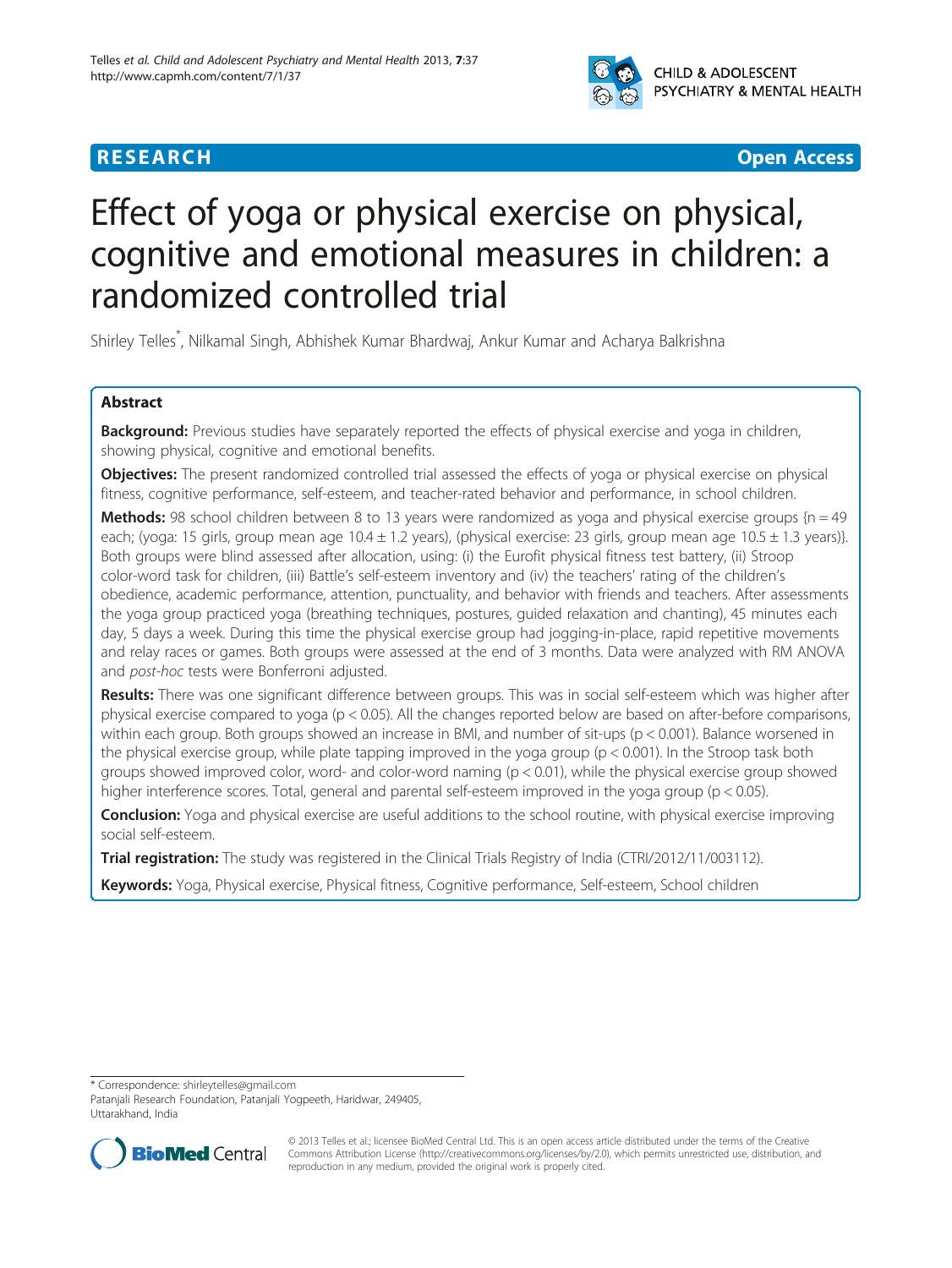RESEARCH Open Access

# Effect of yoga or physical exercise on physical, cognitive and emotional measures in children: a randomized controlled trial

Shirley Telles*, Nilkamal Singh, Abhishek Kumar Bhardwaj, Ankur Kumar and Acharya Balkrishna

## Abstract

**Background:** Previous studies have separately reported the effects of physical exercise and yoga in children, showing physical, cognitive and emotional benefits.

**Objectives:** The present randomized controlled trial assessed the effects of yoga or physical exercise on physical fitness, cognitive performance, self-esteem, and teacher-rated behavior and performance, in school children.

**Methods:** 98 school children between 8 to 13 years were randomized as yoga and physical exercise groups {n = 49 each; (yoga: 15 girls, group mean age 10.4 ± 1.2 years), (physical exercise: 23 girls, group mean age 10.5 ± 1.3 years)}. Both groups were blind assessed after allocation, using: (i) the Eurofit physical fitness test battery, (ii) Stroop color-word task for children, (iii) Battle's self-esteem inventory and (iv) the teachers' rating of the children's obedience, academic performance, attention, punctuality, and behavior with friends and teachers. After assessments the yoga group practiced yoga (breathing techniques, postures, guided relaxation and chanting), 45 minutes each day, 5 days a week. During this time the physical exercise group had jogging-in-place, rapid repetitive movements and relay races or games. Both groups were assessed at the end of 3 months. Data were analyzed with RM ANOVA and *post-hoc* tests were Bonferroni adjusted.

**Results:** There was one significant difference between groups. This was in social self-esteem which was higher after physical exercise compared to yoga ($p < 0.05$). All the changes reported below are based on after-before comparisons, within each group. Both groups showed an increase in BMI, and number of sit-ups ($p < 0.001$). Balance worsened in the physical exercise group, while plate tapping improved in the yoga group ($p < 0.001$). In the Stroop task both groups showed improved color, word- and color-word naming ($p < 0.01$), while the physical exercise group showed higher interference scores. Total, general and parental self-esteem improved in the yoga group ($p < 0.05$).

**Conclusion:** Yoga and physical exercise are useful additions to the school routine, with physical exercise improving social self-esteem.

**Trial registration:** The study was registered in the Clinical Trials Registry of India (CTRI/2012/11/003112).

**Keywords:** Yoga, Physical exercise, Physical fitness, Cognitive performance, Self-esteem, School children

---

* Correspondence: shirleytelles@gmail.com
Patanjali Research Foundation, Patanjali Yogpeeth, Haridwar, 249405, Uttarakhand, India

© 2013 Telles et al.; licensee BioMed Central Ltd. This is an open access article distributed under the terms of the Creative Commons Attribution License (http://creativecommons.org/licenses/by/2.0), which permits unrestricted use, distribution, and reproduction in any medium, provided the original work is properly cited.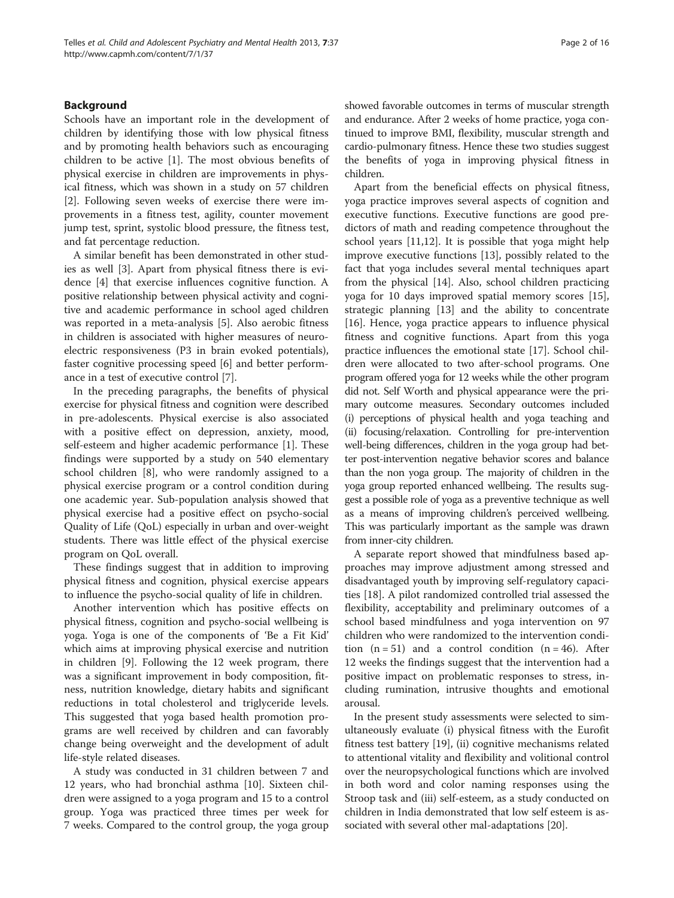## Background

Schools have an important role in the development of children by identifying those with low physical fitness and by promoting health behaviors such as encouraging children to be active [1]. The most obvious benefits of physical exercise in children are improvements in physical fitness, which was shown in a study on 57 children [2]. Following seven weeks of exercise there were improvements in a fitness test, agility, counter movement jump test, sprint, systolic blood pressure, the fitness test, and fat percentage reduction.

A similar benefit has been demonstrated in other studies as well [3]. Apart from physical fitness there is evidence [4] that exercise influences cognitive function. A positive relationship between physical activity and cognitive and academic performance in school aged children was reported in a meta-analysis [5]. Also aerobic fitness in children is associated with higher measures of neuroelectric responsiveness (P3 in brain evoked potentials), faster cognitive processing speed [6] and better performance in a test of executive control [7].

In the preceding paragraphs, the benefits of physical exercise for physical fitness and cognition were described in pre-adolescents. Physical exercise is also associated with a positive effect on depression, anxiety, mood, self-esteem and higher academic performance [1]. These findings were supported by a study on 540 elementary school children [8], who were randomly assigned to a physical exercise program or a control condition during one academic year. Sub-population analysis showed that physical exercise had a positive effect on psycho-social Quality of Life (QoL) especially in urban and over-weight students. There was little effect of the physical exercise program on QoL overall.

These findings suggest that in addition to improving physical fitness and cognition, physical exercise appears to influence the psycho-social quality of life in children.

Another intervention which has positive effects on physical fitness, cognition and psycho-social wellbeing is yoga. Yoga is one of the components of 'Be a Fit Kid' which aims at improving physical exercise and nutrition in children [9]. Following the 12 week program, there was a significant improvement in body composition, fitness, nutrition knowledge, dietary habits and significant reductions in total cholesterol and triglyceride levels. This suggested that yoga based health promotion programs are well received by children and can favorably change being overweight and the development of adult life-style related diseases.

A study was conducted in 31 children between 7 and 12 years, who had bronchial asthma [10]. Sixteen children were assigned to a yoga program and 15 to a control group. Yoga was practiced three times per week for 7 weeks. Compared to the control group, the yoga group showed favorable outcomes in terms of muscular strength and endurance. After 2 weeks of home practice, yoga continued to improve BMI, flexibility, muscular strength and cardio-pulmonary fitness. Hence these two studies suggest the benefits of yoga in improving physical fitness in children.

Apart from the beneficial effects on physical fitness, yoga practice improves several aspects of cognition and executive functions. Executive functions are good predictors of math and reading competence throughout the school years [11,12]. It is possible that yoga might help improve executive functions [13], possibly related to the fact that yoga includes several mental techniques apart from the physical [14]. Also, school children practicing yoga for 10 days improved spatial memory scores [15], strategic planning [13] and the ability to concentrate [16]. Hence, yoga practice appears to influence physical fitness and cognitive functions. Apart from this yoga practice influences the emotional state [17]. School children were allocated to two after-school programs. One program offered yoga for 12 weeks while the other program did not. Self Worth and physical appearance were the primary outcome measures. Secondary outcomes included (i) perceptions of physical health and yoga teaching and (ii) focusing/relaxation. Controlling for pre-intervention well-being differences, children in the yoga group had better post-intervention negative behavior scores and balance than the non yoga group. The majority of children in the yoga group reported enhanced wellbeing. The results suggest a possible role of yoga as a preventive technique as well as a means of improving children's perceived wellbeing. This was particularly important as the sample was drawn from inner-city children.

A separate report showed that mindfulness based approaches may improve adjustment among stressed and disadvantaged youth by improving self-regulatory capacities [18]. A pilot randomized controlled trial assessed the flexibility, acceptability and preliminary outcomes of a school based mindfulness and yoga intervention on 97 children who were randomized to the intervention condition (n = 51) and a control condition (n = 46). After 12 weeks the findings suggest that the intervention had a positive impact on problematic responses to stress, including rumination, intrusive thoughts and emotional arousal.

In the present study assessments were selected to simultaneously evaluate (i) physical fitness with the Eurofit fitness test battery [19], (ii) cognitive mechanisms related to attentional vitality and flexibility and volitional control over the neuropsychological functions which are involved in both word and color naming responses using the Stroop task and (iii) self-esteem, as a study conducted on children in India demonstrated that low self esteem is associated with several other mal-adaptations [20].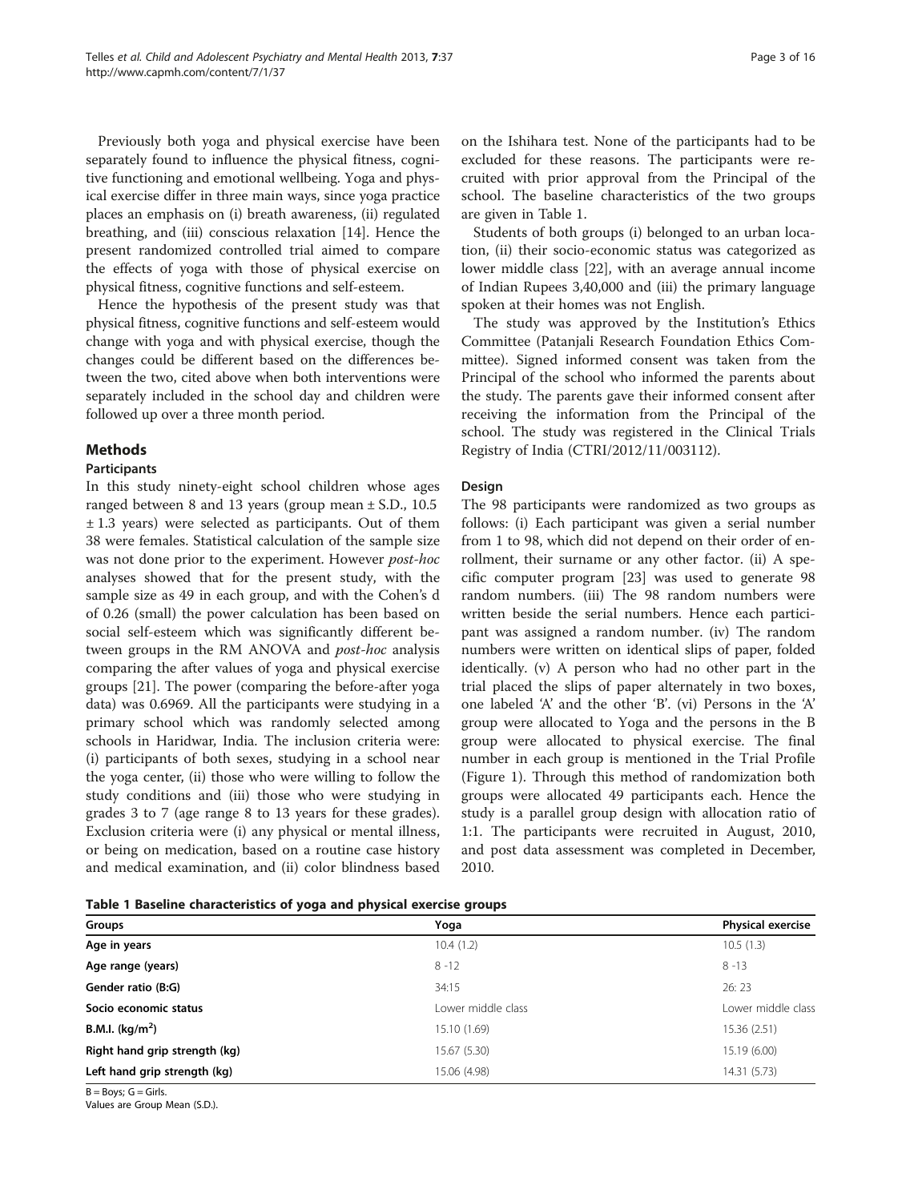Previously both yoga and physical exercise have been separately found to influence the physical fitness, cognitive functioning and emotional wellbeing. Yoga and physical exercise differ in three main ways, since yoga practice places an emphasis on (i) breath awareness, (ii) regulated breathing, and (iii) conscious relaxation [14]. Hence the present randomized controlled trial aimed to compare the effects of yoga with those of physical exercise on physical fitness, cognitive functions and self-esteem.

Hence the hypothesis of the present study was that physical fitness, cognitive functions and self-esteem would change with yoga and with physical exercise, though the changes could be different based on the differences between the two, cited above when both interventions were separately included in the school day and children were followed up over a three month period.

## Methods

### Participants

In this study ninety-eight school children whose ages ranged between 8 and 13 years (group mean ± S.D., 10.5 ± 1.3 years) were selected as participants. Out of them 38 were females. Statistical calculation of the sample size was not done prior to the experiment. However *post-hoc* analyses showed that for the present study, with the sample size as 49 in each group, and with the Cohen's d of 0.26 (small) the power calculation has been based on social self-esteem which was significantly different between groups in the RM ANOVA and *post-hoc* analysis comparing the after values of yoga and physical exercise groups [21]. The power (comparing the before-after yoga data) was 0.6969. All the participants were studying in a primary school which was randomly selected among schools in Haridwar, India. The inclusion criteria were: (i) participants of both sexes, studying in a school near the yoga center, (ii) those who were willing to follow the study conditions and (iii) those who were studying in grades 3 to 7 (age range 8 to 13 years for these grades). Exclusion criteria were (i) any physical or mental illness, or being on medication, based on a routine case history and medical examination, and (ii) color blindness based on the Ishihara test. None of the participants had to be excluded for these reasons. The participants were recruited with prior approval from the Principal of the school. The baseline characteristics of the two groups are given in Table 1.

Students of both groups (i) belonged to an urban location, (ii) their socio-economic status was categorized as lower middle class [22], with an average annual income of Indian Rupees 3,40,000 and (iii) the primary language spoken at their homes was not English.

The study was approved by the Institution's Ethics Committee (Patanjali Research Foundation Ethics Committee). Signed informed consent was taken from the Principal of the school who informed the parents about the study. The parents gave their informed consent after receiving the information from the Principal of the school. The study was registered in the Clinical Trials Registry of India (CTRI/2012/11/003112).

### Design

The 98 participants were randomized as two groups as follows: (i) Each participant was given a serial number from 1 to 98, which did not depend on their order of enrollment, their surname or any other factor. (ii) A specific computer program [23] was used to generate 98 random numbers. (iii) The 98 random numbers were written beside the serial numbers. Hence each participant was assigned a random number. (iv) The random numbers were written on identical slips of paper, folded identically. (v) A person who had no other part in the trial placed the slips of paper alternately in two boxes, one labeled 'A' and the other 'B'. (vi) Persons in the 'A' group were allocated to Yoga and the persons in the B group were allocated to physical exercise. The final number in each group is mentioned in the Trial Profile (Figure 1). Through this method of randomization both groups were allocated 49 participants each. Hence the study is a parallel group design with allocation ratio of 1:1. The participants were recruited in August, 2010, and post data assessment was completed in December, 2010.

**Table 1 Baseline characteristics of yoga and physical exercise groups**

| Groups | Yoga | Physical exercise |
|---|---|---|
| **Age in years** | 10.4 (1.2) | 10.5 (1.3) |
| **Age range (years)** | 8 -12 | 8 -13 |
| **Gender ratio (B:G)** | 34:15 | 26: 23 |
| **Socio economic status** | Lower middle class | Lower middle class |
| **B.M.I. (kg/m$^2$)** | 15.10 (1.69) | 15.36 (2.51) |
| **Right hand grip strength (kg)** | 15.67 (5.30) | 15.19 (6.00) |
| **Left hand grip strength (kg)** | 15.06 (4.98) | 14.31 (5.73) |

B = Boys; G = Girls.
Values are Group Mean (S.D.).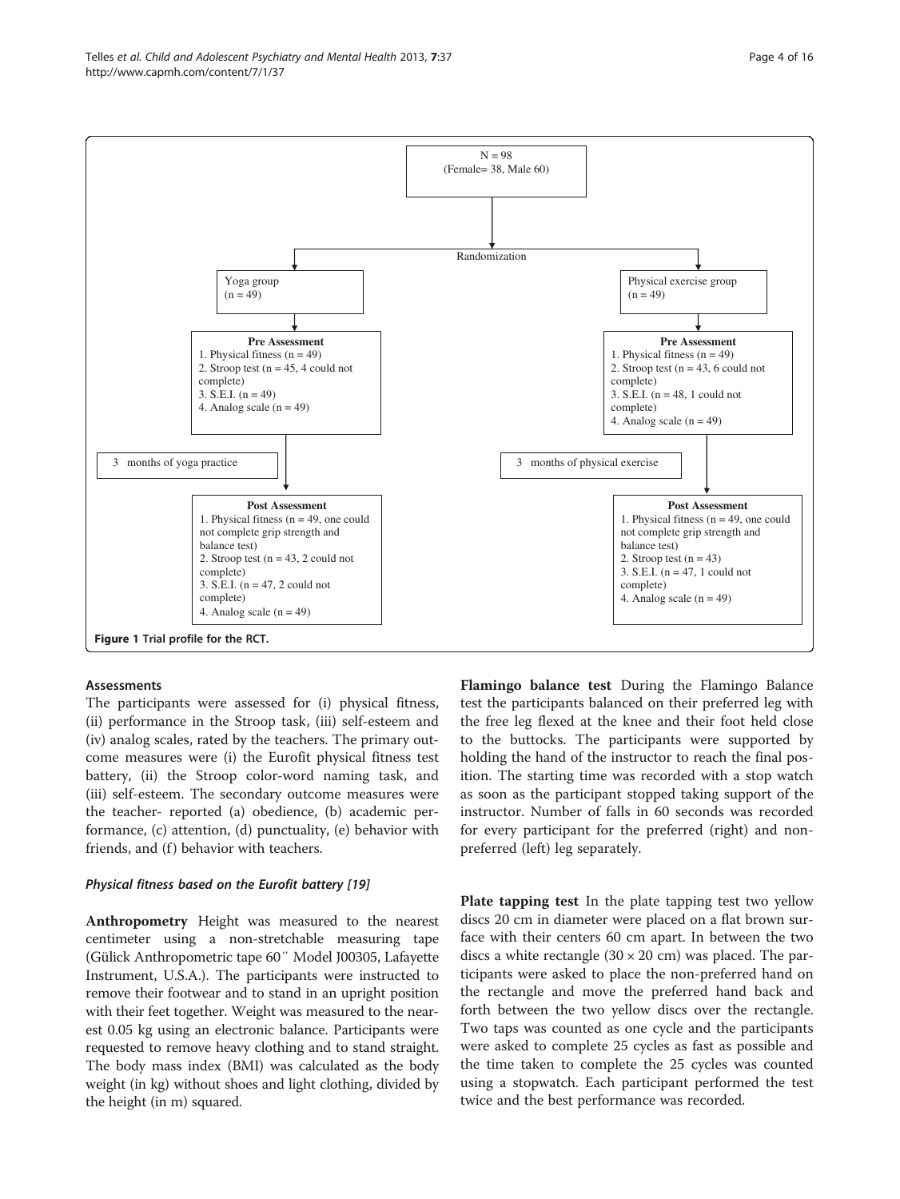N = 98
(Female= 38, Male 60)

Randomization

Yoga group (n = 49)

Pre Assessment
1. Physical fitness (n = 49)
2. Stroop test (n = 45, 4 could not complete)
3. S.E.I. (n = 49)
4. Analog scale (n = 49)

3 months of yoga practice

Post Assessment
1. Physical fitness (n = 49, one could not complete grip strength and balance test)
2. Stroop test (n = 43, 2 could not complete)
3. S.E.I. (n = 47, 2 could not complete)
4. Analog scale (n = 49)

Physical exercise group (n = 49)

Pre Assessment
1. Physical fitness (n = 49)
2. Stroop test (n = 43, 6 could not complete)
3. S.E.I. (n = 48, 1 could not complete)
4. Analog scale (n = 49)

3 months of physical exercise

Post Assessment
1. Physical fitness (n = 49, one could not complete grip strength and balance test)
2. Stroop test (n = 43)
3. S.E.I. (n = 47, 1 could not complete)
4. Analog scale (n = 49)

**Figure 1 Trial profile for the RCT.**

### Assessments

The participants were assessed for (i) physical fitness, (ii) performance in the Stroop task, (iii) self-esteem and (iv) analog scales, rated by the teachers. The primary outcome measures were (i) the Eurofit physical fitness test battery, (ii) the Stroop color-word naming task, and (iii) self-esteem. The secondary outcome measures were the teacher- reported (a) obedience, (b) academic performance, (c) attention, (d) punctuality, (e) behavior with friends, and (f) behavior with teachers.

#### *Physical fitness based on the Eurofit battery [19]*

**Anthropometry** Height was measured to the nearest centimeter using a non-stretchable measuring tape (Gülick Anthropometric tape 60″ Model J00305, Lafayette Instrument, U.S.A.). The participants were instructed to remove their footwear and to stand in an upright position with their feet together. Weight was measured to the nearest 0.05 kg using an electronic balance. Participants were requested to remove heavy clothing and to stand straight. The body mass index (BMI) was calculated as the body weight (in kg) without shoes and light clothing, divided by the height (in m) squared.

**Flamingo balance test** During the Flamingo Balance test the participants balanced on their preferred leg with the free leg flexed at the knee and their foot held close to the buttocks. The participants were supported by holding the hand of the instructor to reach the final position. The starting time was recorded with a stop watch as soon as the participant stopped taking support of the instructor. Number of falls in 60 seconds was recorded for every participant for the preferred (right) and non-preferred (left) leg separately.

**Plate tapping test** In the plate tapping test two yellow discs 20 cm in diameter were placed on a flat brown surface with their centers 60 cm apart. In between the two discs a white rectangle (30 × 20 cm) was placed. The participants were asked to place the non-preferred hand on the rectangle and move the preferred hand back and forth between the two yellow discs over the rectangle. Two taps was counted as one cycle and the participants were asked to complete 25 cycles as fast as possible and the time taken to complete the 25 cycles was counted using a stopwatch. Each participant performed the test twice and the best performance was recorded.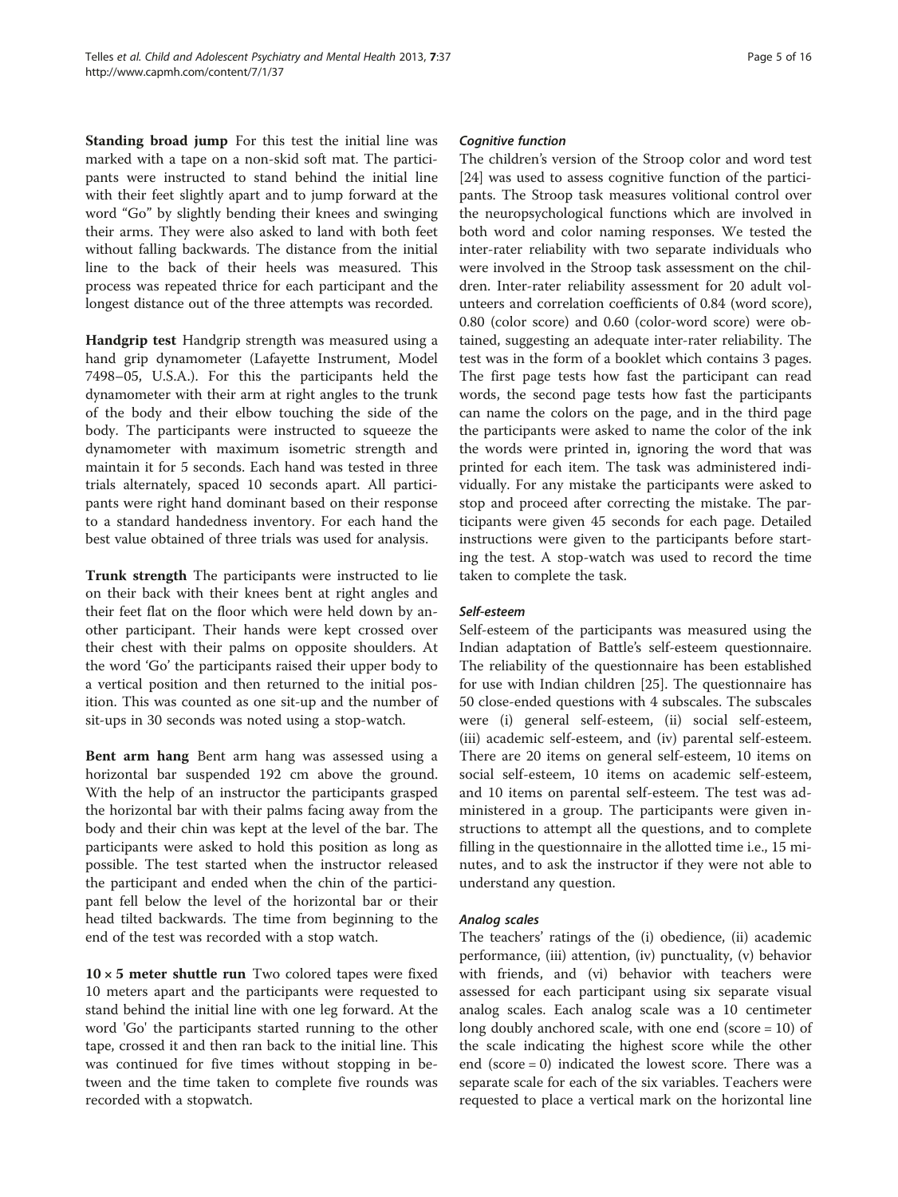**Standing broad jump** For this test the initial line was marked with a tape on a non-skid soft mat. The participants were instructed to stand behind the initial line with their feet slightly apart and to jump forward at the word "Go" by slightly bending their knees and swinging their arms. They were also asked to land with both feet without falling backwards. The distance from the initial line to the back of their heels was measured. This process was repeated thrice for each participant and the longest distance out of the three attempts was recorded.

**Handgrip test** Handgrip strength was measured using a hand grip dynamometer (Lafayette Instrument, Model 7498–05, U.S.A.). For this the participants held the dynamometer with their arm at right angles to the trunk of the body and their elbow touching the side of the body. The participants were instructed to squeeze the dynamometer with maximum isometric strength and maintain it for 5 seconds. Each hand was tested in three trials alternately, spaced 10 seconds apart. All participants were right hand dominant based on their response to a standard handedness inventory. For each hand the best value obtained of three trials was used for analysis.

**Trunk strength** The participants were instructed to lie on their back with their knees bent at right angles and their feet flat on the floor which were held down by another participant. Their hands were kept crossed over their chest with their palms on opposite shoulders. At the word 'Go' the participants raised their upper body to a vertical position and then returned to the initial position. This was counted as one sit-up and the number of sit-ups in 30 seconds was noted using a stop-watch.

**Bent arm hang** Bent arm hang was assessed using a horizontal bar suspended 192 cm above the ground. With the help of an instructor the participants grasped the horizontal bar with their palms facing away from the body and their chin was kept at the level of the bar. The participants were asked to hold this position as long as possible. The test started when the instructor released the participant and ended when the chin of the participant fell below the level of the horizontal bar or their head tilted backwards. The time from beginning to the end of the test was recorded with a stop watch.

**10 × 5 meter shuttle run** Two colored tapes were fixed 10 meters apart and the participants were requested to stand behind the initial line with one leg forward. At the word 'Go' the participants started running to the other tape, crossed it and then ran back to the initial line. This was continued for five times without stopping in between and the time taken to complete five rounds was recorded with a stopwatch.

#### *Cognitive function*

The children's version of the Stroop color and word test [24] was used to assess cognitive function of the participants. The Stroop task measures volitional control over the neuropsychological functions which are involved in both word and color naming responses. We tested the inter-rater reliability with two separate individuals who were involved in the Stroop task assessment on the children. Inter-rater reliability assessment for 20 adult volunteers and correlation coefficients of 0.84 (word score), 0.80 (color score) and 0.60 (color-word score) were obtained, suggesting an adequate inter-rater reliability. The test was in the form of a booklet which contains 3 pages. The first page tests how fast the participant can read words, the second page tests how fast the participants can name the colors on the page, and in the third page the participants were asked to name the color of the ink the words were printed in, ignoring the word that was printed for each item. The task was administered individually. For any mistake the participants were asked to stop and proceed after correcting the mistake. The participants were given 45 seconds for each page. Detailed instructions were given to the participants before starting the test. A stop-watch was used to record the time taken to complete the task.

#### *Self-esteem*

Self-esteem of the participants was measured using the Indian adaptation of Battle's self-esteem questionnaire. The reliability of the questionnaire has been established for use with Indian children [25]. The questionnaire has 50 close-ended questions with 4 subscales. The subscales were (i) general self-esteem, (ii) social self-esteem, (iii) academic self-esteem, and (iv) parental self-esteem. There are 20 items on general self-esteem, 10 items on social self-esteem, 10 items on academic self-esteem, and 10 items on parental self-esteem. The test was administered in a group. The participants were given instructions to attempt all the questions, and to complete filling in the questionnaire in the allotted time i.e., 15 minutes, and to ask the instructor if they were not able to understand any question.

#### *Analog scales*

The teachers' ratings of the (i) obedience, (ii) academic performance, (iii) attention, (iv) punctuality, (v) behavior with friends, and (vi) behavior with teachers were assessed for each participant using six separate visual analog scales. Each analog scale was a 10 centimeter long doubly anchored scale, with one end (score = 10) of the scale indicating the highest score while the other end (score = 0) indicated the lowest score. There was a separate scale for each of the six variables. Teachers were requested to place a vertical mark on the horizontal line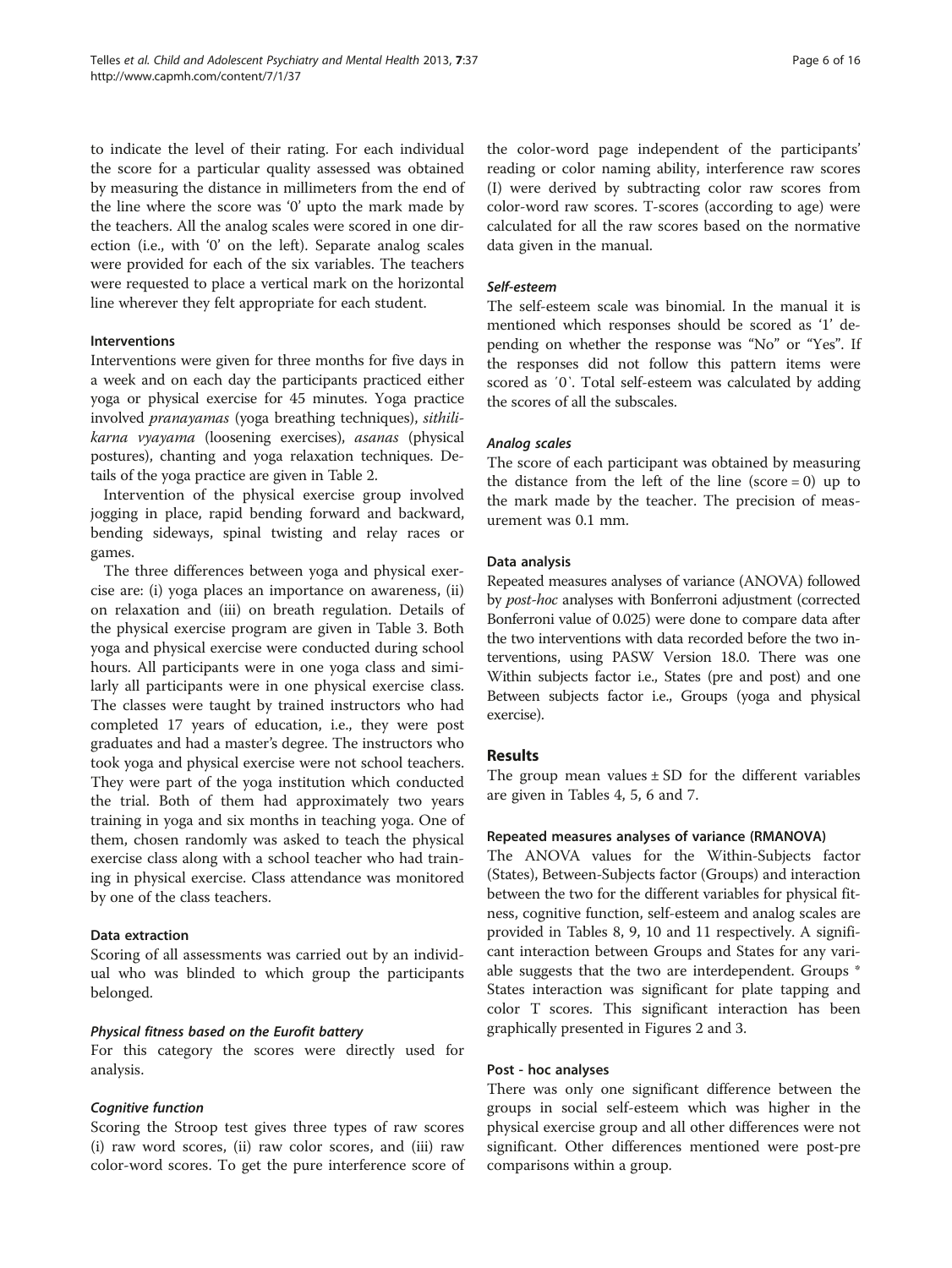to indicate the level of their rating. For each individual the score for a particular quality assessed was obtained by measuring the distance in millimeters from the end of the line where the score was '0' upto the mark made by the teachers. All the analog scales were scored in one direction (i.e., with '0' on the left). Separate analog scales were provided for each of the six variables. The teachers were requested to place a vertical mark on the horizontal line wherever they felt appropriate for each student.

### Interventions

Interventions were given for three months for five days in a week and on each day the participants practiced either yoga or physical exercise for 45 minutes. Yoga practice involved *pranayamas* (yoga breathing techniques), *sithilikarna vyayama* (loosening exercises), *asanas* (physical postures), chanting and yoga relaxation techniques. Details of the yoga practice are given in Table 2.

Intervention of the physical exercise group involved jogging in place, rapid bending forward and backward, bending sideways, spinal twisting and relay races or games.

The three differences between yoga and physical exercise are: (i) yoga places an importance on awareness, (ii) on relaxation and (iii) on breath regulation. Details of the physical exercise program are given in Table 3. Both yoga and physical exercise were conducted during school hours. All participants were in one yoga class and similarly all participants were in one physical exercise class. The classes were taught by trained instructors who had completed 17 years of education, i.e., they were post graduates and had a master's degree. The instructors who took yoga and physical exercise were not school teachers. They were part of the yoga institution which conducted the trial. Both of them had approximately two years training in yoga and six months in teaching yoga. One of them, chosen randomly was asked to teach the physical exercise class along with a school teacher who had training in physical exercise. Class attendance was monitored by one of the class teachers.

### Data extraction

Scoring of all assessments was carried out by an individual who was blinded to which group the participants belonged.

#### *Physical fitness based on the Eurofit battery*

For this category the scores were directly used for analysis.

#### *Cognitive function*

Scoring the Stroop test gives three types of raw scores (i) raw word scores, (ii) raw color scores, and (iii) raw color-word scores. To get the pure interference score of the color-word page independent of the participants' reading or color naming ability, interference raw scores (I) were derived by subtracting color raw scores from color-word raw scores. T-scores (according to age) were calculated for all the raw scores based on the normative data given in the manual.

#### *Self-esteem*

The self-esteem scale was binomial. In the manual it is mentioned which responses should be scored as '1' depending on whether the response was "No" or "Yes". If the responses did not follow this pattern items were scored as ´0`. Total self-esteem was calculated by adding the scores of all the subscales.

#### *Analog scales*

The score of each participant was obtained by measuring the distance from the left of the line (score = 0) up to the mark made by the teacher. The precision of measurement was 0.1 mm.

### Data analysis

Repeated measures analyses of variance (ANOVA) followed by *post-hoc* analyses with Bonferroni adjustment (corrected Bonferroni value of 0.025) were done to compare data after the two interventions with data recorded before the two interventions, using PASW Version 18.0. There was one Within subjects factor i.e., States (pre and post) and one Between subjects factor i.e., Groups (yoga and physical exercise).

## Results

The group mean values ± SD for the different variables are given in Tables 4, 5, 6 and 7.

### Repeated measures analyses of variance (RMANOVA)

The ANOVA values for the Within-Subjects factor (States), Between-Subjects factor (Groups) and interaction between the two for the different variables for physical fitness, cognitive function, self-esteem and analog scales are provided in Tables 8, 9, 10 and 11 respectively. A significant interaction between Groups and States for any variable suggests that the two are interdependent. Groups * States interaction was significant for plate tapping and color T scores. This significant interaction has been graphically presented in Figures 2 and 3.

### Post - hoc analyses

There was only one significant difference between the groups in social self-esteem which was higher in the physical exercise group and all other differences were not significant. Other differences mentioned were post-pre comparisons within a group.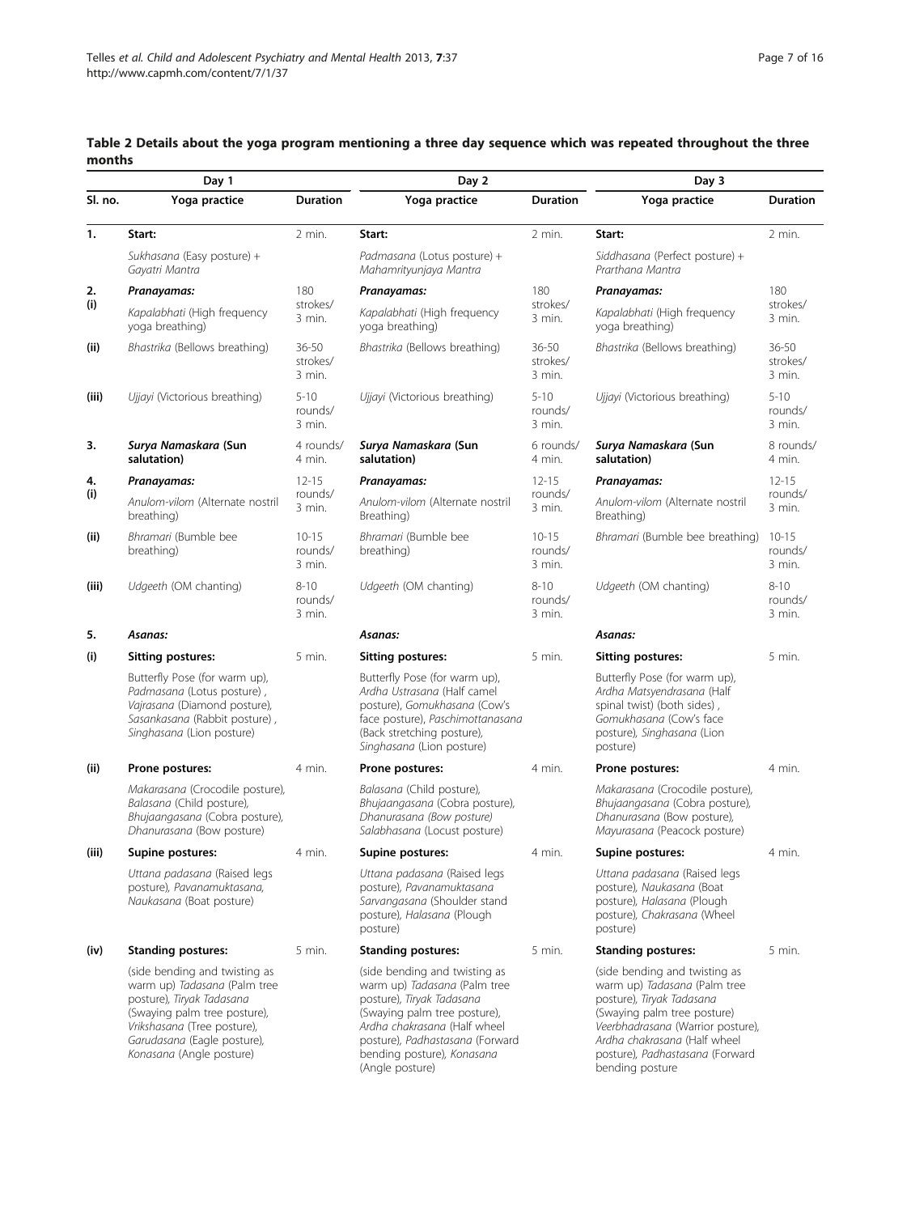**Table 2 Details about the yoga program mentioning a three day sequence which was repeated throughout the three months**

| | Day 1 | | Day 2 | | Day 3 | |
|---|---|---|---|---|---|---|
| **Sl. no.** | **Yoga practice** | **Duration** | **Yoga practice** | **Duration** | **Yoga practice** | **Duration** |
| **1.** | **Start:** *Sukhasana* (Easy posture) + *Gayatri Mantra* | 2 min. | **Start:** *Padmasana* (Lotus posture) + *Mahamrityunjaya Mantra* | 2 min. | **Start:** *Siddhasana* (Perfect posture) + *Prarthana Mantra* | 2 min. |
| **2.** | ***Pranayamas:*** | | ***Pranayamas:*** | | ***Pranayamas:*** | |
| **(i)** | *Kapalabhati* (High frequency yoga breathing) | 180 strokes/ 3 min. | *Kapalabhati* (High frequency yoga breathing) | 180 strokes/ 3 min. | *Kapalabhati* (High frequency yoga breathing) | 180 strokes/ 3 min. |
| **(ii)** | *Bhastrika* (Bellows breathing) | 36-50 strokes/ 3 min. | *Bhastrika* (Bellows breathing) | 36-50 strokes/ 3 min. | *Bhastrika* (Bellows breathing) | 36-50 strokes/ 3 min. |
| **(iii)** | *Ujjayi* (Victorious breathing) | 5-10 rounds/ 3 min. | *Ujjayi* (Victorious breathing) | 5-10 rounds/ 3 min. | *Ujjayi* (Victorious breathing) | 5-10 rounds/ 3 min. |
| **3.** | ***Surya Namaskara* (Sun salutation)** | 4 rounds/ 4 min. | ***Surya Namaskara* (Sun salutation)** | 6 rounds/ 4 min. | ***Surya Namaskara* (Sun salutation)** | 8 rounds/ 4 min. |
| **4.** | ***Pranayamas:*** | | ***Pranayamas:*** | | ***Pranayamas:*** | |
| **(i)** | *Anulom-vilom* (Alternate nostril breathing) | 12-15 rounds/ 3 min. | *Anulom-vilom* (Alternate nostril Breathing) | 12-15 rounds/ 3 min. | *Anulom-vilom* (Alternate nostril Breathing) | 12-15 rounds/ 3 min. |
| **(ii)** | *Bhramari* (Bumble bee breathing) | 10-15 rounds/ 3 min. | *Bhramari* (Bumble bee breathing) | 10-15 rounds/ 3 min. | *Bhramari* (Bumble bee breathing) | 10-15 rounds/ 3 min. |
| **(iii)** | *Udgeeth* (OM chanting) | 8-10 rounds/ 3 min. | *Udgeeth* (OM chanting) | 8-10 rounds/ 3 min. | *Udgeeth* (OM chanting) | 8-10 rounds/ 3 min. |
| **5.** | ***Asanas:*** | | ***Asanas:*** | | ***Asanas:*** | |
| **(i)** | **Sitting postures:** Butterfly Pose (for warm up), *Padmasana* (Lotus posture) , *Vajrasana* (Diamond posture), *Sasankasana* (Rabbit posture) , *Singhasana* (Lion posture) | 5 min. | **Sitting postures:** Butterfly Pose (for warm up), *Ardha Ustrasana* (Half camel posture), *Gomukhasana* (Cow's face posture), *Paschimottanasana* (Back stretching posture), *Singhasana* (Lion posture) | 5 min. | **Sitting postures:** Butterfly Pose (for warm up), *Ardha Matsyendrasana* (Half spinal twist) (both sides) , *Gomukhasana* (Cow's face posture), *Singhasana* (Lion posture) | 5 min. |
| **(ii)** | **Prone postures:** *Makarasana* (Crocodile posture), *Balasana* (Child posture), *Bhujaangasana* (Cobra posture), *Dhanurasana* (Bow posture) | 4 min. | **Prone postures:** *Balasana* (Child posture), *Bhujaangasana* (Cobra posture), *Dhanurasana (Bow posture)* *Salabhasana* (Locust posture) | 4 min. | **Prone postures:** *Makarasana* (Crocodile posture), *Bhujaangasana* (Cobra posture), *Dhanurasana* (Bow posture), *Mayurasana* (Peacock posture) | 4 min. |
| **(iii)** | **Supine postures:** *Uttana padasana* (Raised legs posture), *Pavanamuktasana*, *Naukasana* (Boat posture) | 4 min. | **Supine postures:** *Uttana padasana* (Raised legs posture), *Pavanamuktasana* *Sarvangasana* (Shoulder stand posture), *Halasana* (Plough posture) | 4 min. | **Supine postures:** *Uttana padasana* (Raised legs posture), *Naukasana* (Boat posture), *Halasana* (Plough posture), *Chakrasana* (Wheel posture) | 4 min. |
| **(iv)** | **Standing postures:** (side bending and twisting as warm up) *Tadasana* (Palm tree posture), *Tiryak Tadasana* (Swaying palm tree posture), *Vrikshasana* (Tree posture), *Garudasana* (Eagle posture), *Konasana* (Angle posture) | 5 min. | **Standing postures:** (side bending and twisting as warm up) *Tadasana* (Palm tree posture), *Tiryak Tadasana* (Swaying palm tree posture), *Ardha chakrasana* (Half wheel posture), *Padhastasana* (Forward bending posture), *Konasana* (Angle posture) | 5 min. | **Standing postures:** (side bending and twisting as warm up) *Tadasana* (Palm tree posture), *Tiryak Tadasana* (Swaying palm tree posture) *Veerbhadrasana* (Warrior posture), *Ardha chakrasana* (Half wheel posture), *Padhastasana* (Forward bending posture | 5 min. |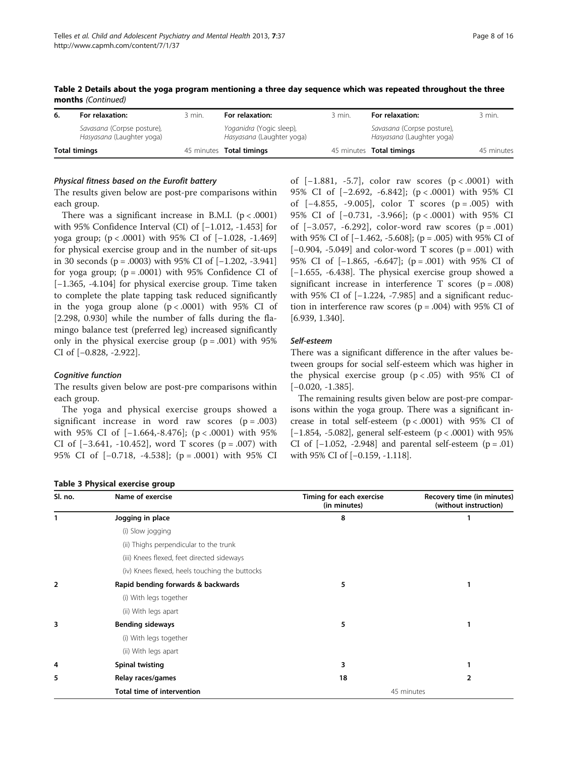**Table 2 Details about the yoga program mentioning a three day sequence which was repeated throughout the three months** *(Continued)*

| 6. | **For relaxation:** | 3 min. | **For relaxation:** | 3 min. | **For relaxation:** | 3 min. |
|---|---|---|---|---|---|---|
| | *Savasana* (Corpse posture), *Hasyasana* (Laughter yoga) | | *Yoganidra* (Yogic sleep), *Hasyasana* (Laughter yoga) | | *Savasana* (Corpse posture), *Hasyasana* (Laughter yoga) | |
| **Total timings** | | 45 minutes | **Total timings** | 45 minutes | **Total timings** | 45 minutes |

### *Physical fitness based on the Eurofit battery*

The results given below are post-pre comparisons within each group.

There was a significant increase in B.M.I. ($p < .0001$) with 95% Confidence Interval (CI) of [−1.012, -1.453] for yoga group; ($p < .0001$) with 95% CI of [−1.028, -1.469] for physical exercise group and in the number of sit-ups in 30 seconds ($p = .0003$) with 95% CI of [−1.202, -3.941] for yoga group; ($p = .0001$) with 95% Confidence CI of [−1.365, -4.104] for physical exercise group. Time taken to complete the plate tapping task reduced significantly in the yoga group alone ($p < .0001$) with 95% CI of [2.298, 0.930] while the number of falls during the flamingo balance test (preferred leg) increased significantly only in the physical exercise group ($p = .001$) with 95% CI of [−0.828, -2.922].

### *Cognitive function*

The results given below are post-pre comparisons within each group.

The yoga and physical exercise groups showed a significant increase in word raw scores ($p = .003$) with 95% CI of [−1.664,-8.476]; ($p < .0001$) with 95% CI of [−3.641, -10.452], word T scores ($p = .007$) with 95% CI of [−0.718, -4.538]; ($p = .0001$) with 95% CI of [−1.881, -5.7], color raw scores ($p < .0001$) with 95% CI of [−2.692, -6.842]; ($p < .0001$) with 95% CI of [−4.855, -9.005], color T scores ($p = .005$) with 95% CI of [−0.731, -3.966]; ($p < .0001$) with 95% CI of [−3.057, -6.292], color-word raw scores ($p = .001$) with 95% CI of [−1.462, -5.608]; ($p = .005$) with 95% CI of [−0.904, -5.049] and color-word T scores ($p = .001$) with 95% CI of [−1.865, -6.647]; ($p = .001$) with 95% CI of [−1.655, -6.438]. The physical exercise group showed a significant increase in interference T scores ($p = .008$) with 95% CI of [−1.224, -7.985] and a significant reduction in interference raw scores ($p = .004$) with 95% CI of [6.939, 1.340].

### *Self-esteem*

There was a significant difference in the after values between groups for social self-esteem which was higher in the physical exercise group ($p < .05$) with 95% CI of [−0.020, -1.385].

The remaining results given below are post-pre comparisons within the yoga group. There was a significant increase in total self-esteem ($p < .0001$) with 95% CI of [−1.854, -5.082], general self-esteem ($p < .0001$) with 95% CI of [−1.052, -2.948] and parental self-esteem ($p = .01$) with 95% CI of [−0.159, -1.118].

**Table 3 Physical exercise group**

| Sl. no. | Name of exercise | Timing for each exercise (in minutes) | Recovery time (in minutes) (without instruction) |
|---|---|---|---|
| **1** | **Jogging in place** | **8** | **1** |
| | (i) Slow jogging | | |
| | (ii) Thighs perpendicular to the trunk | | |
| | (iii) Knees flexed, feet directed sideways | | |
| | (iv) Knees flexed, heels touching the buttocks | | |
| **2** | **Rapid bending forwards & backwards** | **5** | **1** |
| | (i) With legs together | | |
| | (ii) With legs apart | | |
| **3** | **Bending sideways** | **5** | **1** |
| | (i) With legs together | | |
| | (ii) With legs apart | | |
| **4** | **Spinal twisting** | **3** | **1** |
| **5** | **Relay races/games** | **18** | **2** |
| | **Total time of intervention** | 45 minutes | |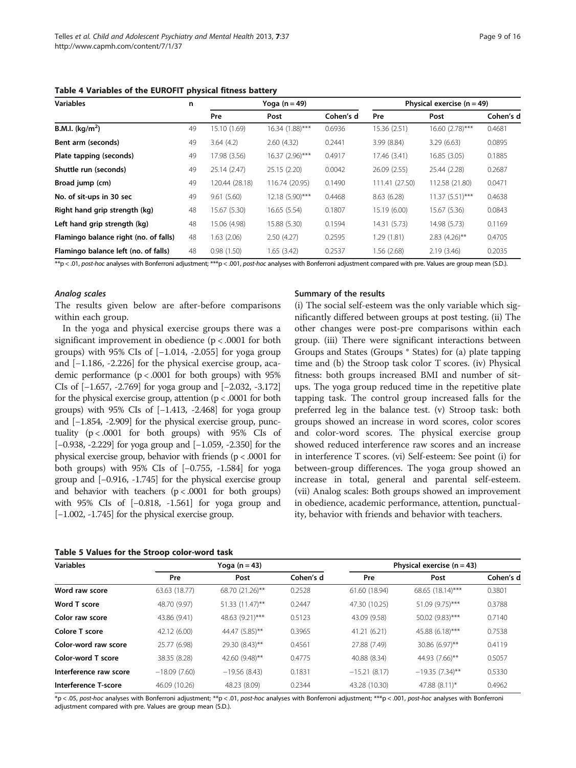**Table 4 Variables of the EUROFIT physical fitness battery**

| Variables | n | Yoga (n = 49) | | | Physical exercise (n = 49) | | |
|---|---|---|---|---|---|---|---|
| | | Pre | Post | Cohen's d | Pre | Post | Cohen's d |
| **B.M.I. (kg/m$^2$)** | 49 | 15.10 (1.69) | 16.34 (1.88)*** | 0.6936 | 15.36 (2.51) | 16.60 (2.78)*** | 0.4681 |
| **Bent arm (seconds)** | 49 | 3.64 (4.2) | 2.60 (4.32) | 0.2441 | 3.99 (8.84) | 3.29 (6.63) | 0.0895 |
| **Plate tapping (seconds)** | 49 | 17.98 (3.56) | 16.37 (2.96)*** | 0.4917 | 17.46 (3.41) | 16.85 (3.05) | 0.1885 |
| **Shuttle run (seconds)** | 49 | 25.14 (2.47) | 25.15 (2.20) | 0.0042 | 26.09 (2.55) | 25.44 (2.28) | 0.2687 |
| **Broad jump (cm)** | 49 | 120.44 (28.18) | 116.74 (20.95) | 0.1490 | 111.41 (27.50) | 112.58 (21.80) | 0.0471 |
| **No. of sit-ups in 30 sec** | 49 | 9.61 (5.60) | 12.18 (5.90)*** | 0.4468 | 8.63 (6.28) | 11.37 (5.51)*** | 0.4638 |
| **Right hand grip strength (kg)** | 48 | 15.67 (5.30) | 16.65 (5.54) | 0.1807 | 15.19 (6.00) | 15.67 (5.36) | 0.0843 |
| **Left hand grip strength (kg)** | 48 | 15.06 (4.98) | 15.88 (5.30) | 0.1594 | 14.31 (5.73) | 14.98 (5.73) | 0.1169 |
| **Flamingo balance right (no. of falls)** | 48 | 1.63 (2.06) | 2.50 (4.27) | 0.2595 | 1.29 (1.81) | 2.83 (4.26)** | 0.4705 |
| **Flamingo balance left (no. of falls)** | 48 | 0.98 (1.50) | 1.65 (3.42) | 0.2537 | 1.56 (2.68) | 2.19 (3.46) | 0.2035 |

**p < .01, *post-hoc* analyses with Bonferroni adjustment; ***p < .001, *post-hoc* analyses with Bonferroni adjustment compared with pre. Values are group mean (S.D.).

#### *Analog scales*

The results given below are after-before comparisons within each group.

In the yoga and physical exercise groups there was a significant improvement in obedience ($p < .0001$ for both groups) with 95% CIs of [−1.014, -2.055] for yoga group and [−1.186, -2.226] for the physical exercise group, academic performance ($p < .0001$ for both groups) with 95% CIs of [−1.657, -2.769] for yoga group and [−2.032, -3.172] for the physical exercise group, attention ($p < .0001$ for both groups) with 95% CIs of [−1.413, -2.468] for yoga group and [−1.854, -2.909] for the physical exercise group, punctuality ($p < .0001$ for both groups) with 95% CIs of [−0.938, -2.229] for yoga group and [−1.059, -2.350] for the physical exercise group, behavior with friends ($p < .0001$ for both groups) with 95% CIs of [−0.755, -1.584] for yoga group and [−0.916, -1.745] for the physical exercise group and behavior with teachers ($p < .0001$ for both groups) with 95% CIs of [−0.818, -1.561] for yoga group and [−1.002, -1.745] for the physical exercise group.

#### Summary of the results

(i) The social self-esteem was the only variable which significantly differed between groups at post testing. (ii) The other changes were post-pre comparisons within each group. (iii) There were significant interactions between Groups and States (Groups * States) for (a) plate tapping time and (b) the Stroop task color T scores. (iv) Physical fitness: both groups increased BMI and number of sit-ups. The yoga group reduced time in the repetitive plate tapping task. The control group increased falls for the preferred leg in the balance test. (v) Stroop task: both groups showed an increase in word scores, color scores and color-word scores. The physical exercise group showed reduced interference raw scores and an increase in interference T scores. (vi) Self-esteem: See point (i) for between-group differences. The yoga group showed an increase in total, general and parental self-esteem. (vii) Analog scales: Both groups showed an improvement in obedience, academic performance, attention, punctuality, behavior with friends and behavior with teachers.

**Table 5 Values for the Stroop color-word task**

| Variables | Yoga (n = 43) | | | Physical exercise (n = 43) | | |
|---|---|---|---|---|---|---|
| | Pre | Post | Cohen's d | Pre | Post | Cohen's d |
| **Word raw score** | 63.63 (18.77) | 68.70 (21.26)** | 0.2528 | 61.60 (18.94) | 68.65 (18.14)*** | 0.3801 |
| **Word T score** | 48.70 (9.97) | 51.33 (11.47)** | 0.2447 | 47.30 (10.25) | 51.09 (9.75)*** | 0.3788 |
| **Color raw score** | 43.86 (9.41) | 48.63 (9.21)*** | 0.5123 | 43.09 (9.58) | 50.02 (9.83)*** | 0.7140 |
| **Colore T score** | 42.12 (6.00) | 44.47 (5.85)** | 0.3965 | 41.21 (6.21) | 45.88 (6.18)*** | 0.7538 |
| **Color-word raw score** | 25.77 (6.98) | 29.30 (8.43)** | 0.4561 | 27.88 (7.49) | 30.86 (6.97)** | 0.4119 |
| **Color-word T score** | 38.35 (8.28) | 42.60 (9.48)** | 0.4775 | 40.88 (8.34) | 44.93 (7.66)** | 0.5057 |
| **Interference raw score** | −18.09 (7.60) | −19.56 (8.43) | 0.1831 | −15.21 (8.17) | −19.35 (7.34)** | 0.5330 |
| **Interference T-score** | 46.09 (10.26) | 48.23 (8.09) | 0.2344 | 43.28 (10.30) | 47.88 (8.11)* | 0.4962 |

*p < .05, *post-hoc* analyses with Bonferroni adjustment; **p < .01, *post-hoc* analyses with Bonferroni adjustment; ***p < .001, *post-hoc* analyses with Bonferroni adjustment compared with pre. Values are group mean (S.D.).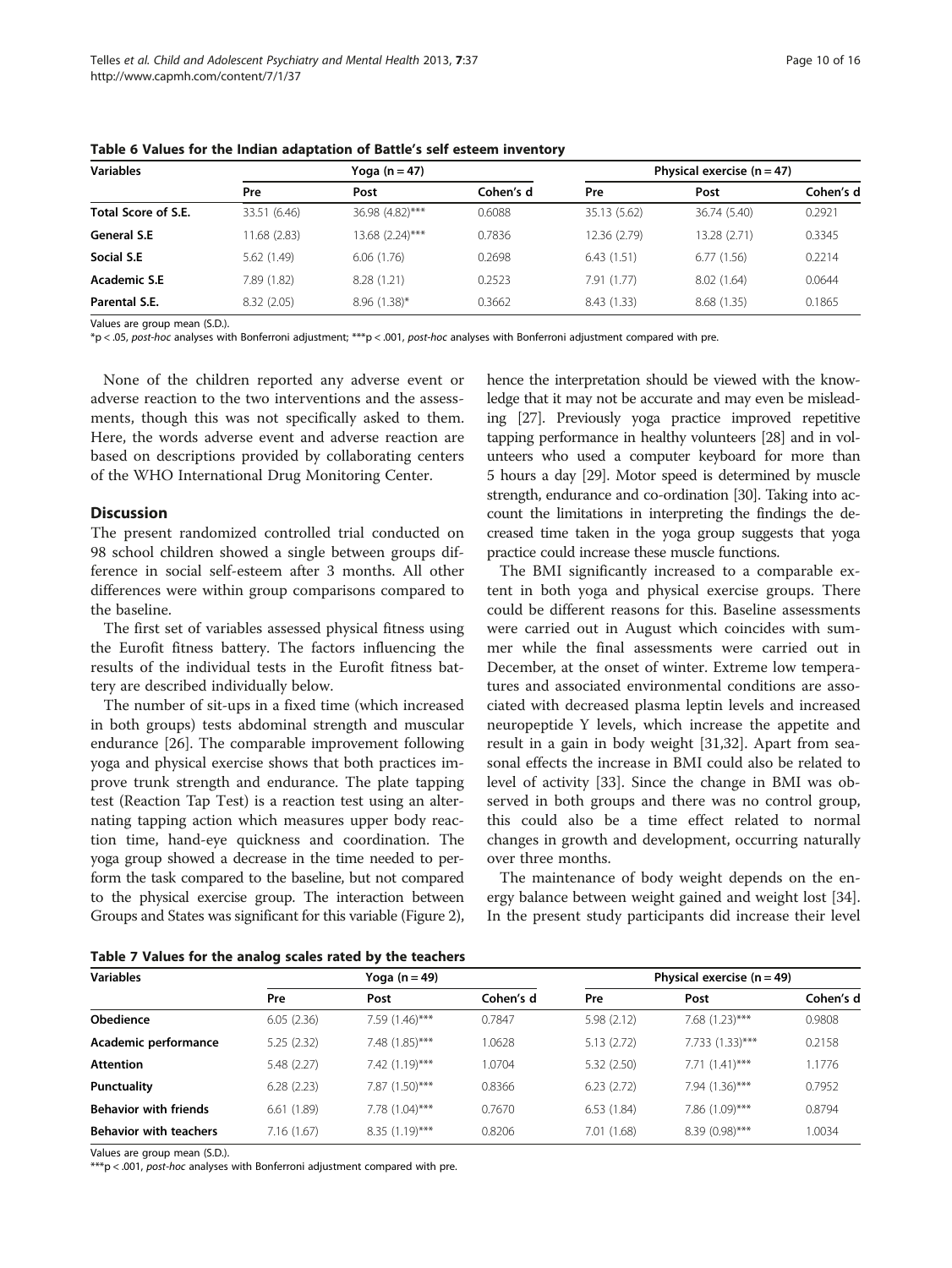**Table 6 Values for the Indian adaptation of Battle's self esteem inventory**

| Variables | Yoga (n = 47) | | | Physical exercise (n = 47) | | |
|---|---|---|---|---|---|---|
| | Pre | Post | Cohen's d | Pre | Post | Cohen's d |
| **Total Score of S.E.** | 33.51 (6.46) | 36.98 (4.82)*** | 0.6088 | 35.13 (5.62) | 36.74 (5.40) | 0.2921 |
| **General S.E** | 11.68 (2.83) | 13.68 (2.24)*** | 0.7836 | 12.36 (2.79) | 13.28 (2.71) | 0.3345 |
| **Social S.E** | 5.62 (1.49) | 6.06 (1.76) | 0.2698 | 6.43 (1.51) | 6.77 (1.56) | 0.2214 |
| **Academic S.E** | 7.89 (1.82) | 8.28 (1.21) | 0.2523 | 7.91 (1.77) | 8.02 (1.64) | 0.0644 |
| **Parental S.E.** | 8.32 (2.05) | 8.96 (1.38)* | 0.3662 | 8.43 (1.33) | 8.68 (1.35) | 0.1865 |

Values are group mean (S.D.).
*p < .05, *post-hoc* analyses with Bonferroni adjustment; ***p < .001, *post-hoc* analyses with Bonferroni adjustment compared with pre.

None of the children reported any adverse event or adverse reaction to the two interventions and the assessments, though this was not specifically asked to them. Here, the words adverse event and adverse reaction are based on descriptions provided by collaborating centers of the WHO International Drug Monitoring Center.

## Discussion

The present randomized controlled trial conducted on 98 school children showed a single between groups difference in social self-esteem after 3 months. All other differences were within group comparisons compared to the baseline.

The first set of variables assessed physical fitness using the Eurofit fitness battery. The factors influencing the results of the individual tests in the Eurofit fitness battery are described individually below.

The number of sit-ups in a fixed time (which increased in both groups) tests abdominal strength and muscular endurance [26]. The comparable improvement following yoga and physical exercise shows that both practices improve trunk strength and endurance. The plate tapping test (Reaction Tap Test) is a reaction test using an alternating tapping action which measures upper body reaction time, hand-eye quickness and coordination. The yoga group showed a decrease in the time needed to perform the task compared to the baseline, but not compared to the physical exercise group. The interaction between Groups and States was significant for this variable (Figure 2), hence the interpretation should be viewed with the knowledge that it may not be accurate and may even be misleading [27]. Previously yoga practice improved repetitive tapping performance in healthy volunteers [28] and in volunteers who used a computer keyboard for more than 5 hours a day [29]. Motor speed is determined by muscle strength, endurance and co-ordination [30]. Taking into account the limitations in interpreting the findings the decreased time taken in the yoga group suggests that yoga practice could increase these muscle functions.

The BMI significantly increased to a comparable extent in both yoga and physical exercise groups. There could be different reasons for this. Baseline assessments were carried out in August which coincides with summer while the final assessments were carried out in December, at the onset of winter. Extreme low temperatures and associated environmental conditions are associated with decreased plasma leptin levels and increased neuropeptide Y levels, which increase the appetite and result in a gain in body weight [31,32]. Apart from seasonal effects the increase in BMI could also be related to level of activity [33]. Since the change in BMI was observed in both groups and there was no control group, this could also be a time effect related to normal changes in growth and development, occurring naturally over three months.

The maintenance of body weight depends on the energy balance between weight gained and weight lost [34]. In the present study participants did increase their level

**Table 7 Values for the analog scales rated by the teachers**

| Variables | Yoga (n = 49) | | | Physical exercise (n = 49) | | |
|---|---|---|---|---|---|---|
| | Pre | Post | Cohen's d | Pre | Post | Cohen's d |
| **Obedience** | 6.05 (2.36) | 7.59 (1.46)*** | 0.7847 | 5.98 (2.12) | 7.68 (1.23)*** | 0.9808 |
| **Academic performance** | 5.25 (2.32) | 7.48 (1.85)*** | 1.0628 | 5.13 (2.72) | 7.733 (1.33)*** | 0.2158 |
| **Attention** | 5.48 (2.27) | 7.42 (1.19)*** | 1.0704 | 5.32 (2.50) | 7.71 (1.41)*** | 1.1776 |
| **Punctuality** | 6.28 (2.23) | 7.87 (1.50)*** | 0.8366 | 6.23 (2.72) | 7.94 (1.36)*** | 0.7952 |
| **Behavior with friends** | 6.61 (1.89) | 7.78 (1.04)*** | 0.7670 | 6.53 (1.84) | 7.86 (1.09)*** | 0.8794 |
| **Behavior with teachers** | 7.16 (1.67) | 8.35 (1.19)*** | 0.8206 | 7.01 (1.68) | 8.39 (0.98)*** | 1.0034 |

Values are group mean (S.D.).
***p < .001, *post-hoc* analyses with Bonferroni adjustment compared with pre.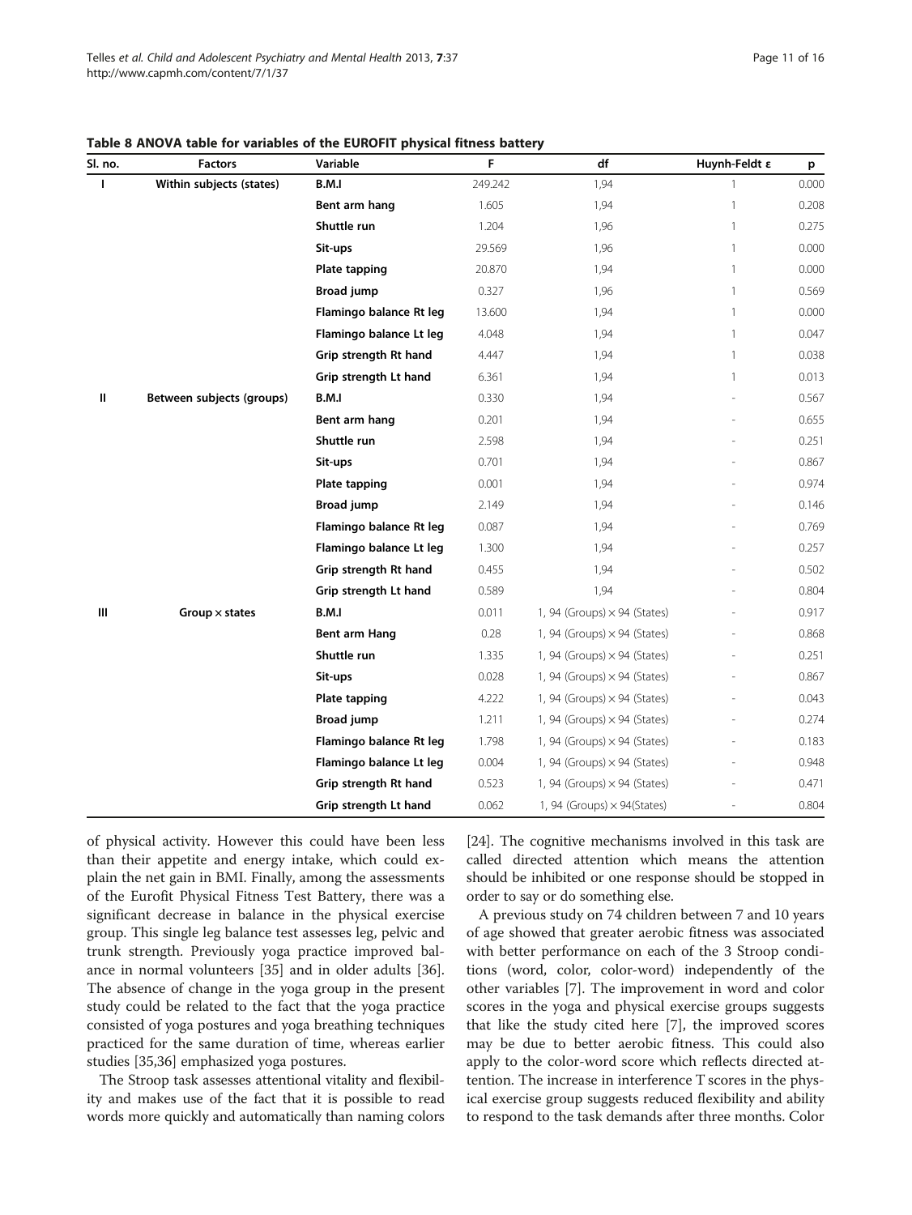**Table 8 ANOVA table for variables of the EUROFIT physical fitness battery**

| Sl. no. | Factors | Variable | F | df | Huynh-Feldt ε | p |
|---|---|---|---|---|---|---|
| I | Within subjects (states) | B.M.I | 249.242 | 1,94 | 1 | 0.000 |
| | | Bent arm hang | 1.605 | 1,94 | 1 | 0.208 |
| | | Shuttle run | 1.204 | 1,96 | 1 | 0.275 |
| | | Sit-ups | 29.569 | 1,96 | 1 | 0.000 |
| | | Plate tapping | 20.870 | 1,94 | 1 | 0.000 |
| | | Broad jump | 0.327 | 1,96 | 1 | 0.569 |
| | | Flamingo balance Rt leg | 13.600 | 1,94 | 1 | 0.000 |
| | | Flamingo balance Lt leg | 4.048 | 1,94 | 1 | 0.047 |
| | | Grip strength Rt hand | 4.447 | 1,94 | 1 | 0.038 |
| | | Grip strength Lt hand | 6.361 | 1,94 | 1 | 0.013 |
| II | Between subjects (groups) | B.M.I | 0.330 | 1,94 | - | 0.567 |
| | | Bent arm hang | 0.201 | 1,94 | - | 0.655 |
| | | Shuttle run | 2.598 | 1,94 | - | 0.251 |
| | | Sit-ups | 0.701 | 1,94 | - | 0.867 |
| | | Plate tapping | 0.001 | 1,94 | - | 0.974 |
| | | Broad jump | 2.149 | 1,94 | - | 0.146 |
| | | Flamingo balance Rt leg | 0.087 | 1,94 | - | 0.769 |
| | | Flamingo balance Lt leg | 1.300 | 1,94 | - | 0.257 |
| | | Grip strength Rt hand | 0.455 | 1,94 | - | 0.502 |
| | | Grip strength Lt hand | 0.589 | 1,94 | - | 0.804 |
| III | Group × states | B.M.I | 0.011 | 1, 94 (Groups) × 94 (States) | - | 0.917 |
| | | Bent arm Hang | 0.28 | 1, 94 (Groups) × 94 (States) | - | 0.868 |
| | | Shuttle run | 1.335 | 1, 94 (Groups) × 94 (States) | - | 0.251 |
| | | Sit-ups | 0.028 | 1, 94 (Groups) × 94 (States) | - | 0.867 |
| | | Plate tapping | 4.222 | 1, 94 (Groups) × 94 (States) | - | 0.043 |
| | | Broad jump | 1.211 | 1, 94 (Groups) × 94 (States) | - | 0.274 |
| | | Flamingo balance Rt leg | 1.798 | 1, 94 (Groups) × 94 (States) | - | 0.183 |
| | | Flamingo balance Lt leg | 0.004 | 1, 94 (Groups) × 94 (States) | - | 0.948 |
| | | Grip strength Rt hand | 0.523 | 1, 94 (Groups) × 94 (States) | - | 0.471 |
| | | Grip strength Lt hand | 0.062 | 1, 94 (Groups) × 94(States) | - | 0.804 |

of physical activity. However this could have been less than their appetite and energy intake, which could explain the net gain in BMI. Finally, among the assessments of the Eurofit Physical Fitness Test Battery, there was a significant decrease in balance in the physical exercise group. This single leg balance test assesses leg, pelvic and trunk strength. Previously yoga practice improved balance in normal volunteers [35] and in older adults [36]. The absence of change in the yoga group in the present study could be related to the fact that the yoga practice consisted of yoga postures and yoga breathing techniques practiced for the same duration of time, whereas earlier studies [35,36] emphasized yoga postures.

The Stroop task assesses attentional vitality and flexibility and makes use of the fact that it is possible to read words more quickly and automatically than naming colors [24]. The cognitive mechanisms involved in this task are called directed attention which means the attention should be inhibited or one response should be stopped in order to say or do something else.

A previous study on 74 children between 7 and 10 years of age showed that greater aerobic fitness was associated with better performance on each of the 3 Stroop conditions (word, color, color-word) independently of the other variables [7]. The improvement in word and color scores in the yoga and physical exercise groups suggests that like the study cited here [7], the improved scores may be due to better aerobic fitness. This could also apply to the color-word score which reflects directed attention. The increase in interference T scores in the physical exercise group suggests reduced flexibility and ability to respond to the task demands after three months. Color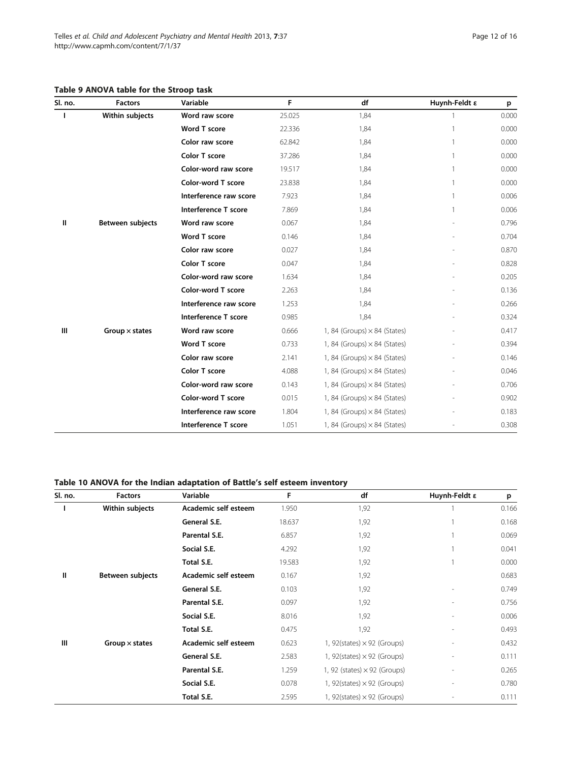**Table 9 ANOVA table for the Stroop task**

| Sl. no. | Factors | Variable | F | df | Huynh-Feldt ε | p |
|---|---|---|---|---|---|---|
| I | Within subjects | Word raw score | 25.025 | 1,84 | 1 | 0.000 |
| | | Word T score | 22.336 | 1,84 | 1 | 0.000 |
| | | Color raw score | 62.842 | 1,84 | 1 | 0.000 |
| | | Color T score | 37.286 | 1,84 | 1 | 0.000 |
| | | Color-word raw score | 19.517 | 1,84 | 1 | 0.000 |
| | | Color-word T score | 23.838 | 1,84 | 1 | 0.000 |
| | | Interference raw score | 7.923 | 1,84 | 1 | 0.006 |
| | | Interference T score | 7.869 | 1,84 | 1 | 0.006 |
| II | Between subjects | Word raw score | 0.067 | 1,84 | - | 0.796 |
| | | Word T score | 0.146 | 1,84 | - | 0.704 |
| | | Color raw score | 0.027 | 1,84 | - | 0.870 |
| | | Color T score | 0.047 | 1,84 | - | 0.828 |
| | | Color-word raw score | 1.634 | 1,84 | - | 0.205 |
| | | Color-word T score | 2.263 | 1,84 | - | 0.136 |
| | | Interference raw score | 1.253 | 1,84 | - | 0.266 |
| | | Interference T score | 0.985 | 1,84 | - | 0.324 |
| III | Group × states | Word raw score | 0.666 | 1, 84 (Groups) × 84 (States) | - | 0.417 |
| | | Word T score | 0.733 | 1, 84 (Groups) × 84 (States) | - | 0.394 |
| | | Color raw score | 2.141 | 1, 84 (Groups) × 84 (States) | - | 0.146 |
| | | Color T score | 4.088 | 1, 84 (Groups) × 84 (States) | - | 0.046 |
| | | Color-word raw score | 0.143 | 1, 84 (Groups) × 84 (States) | - | 0.706 |
| | | Color-word T score | 0.015 | 1, 84 (Groups) × 84 (States) | - | 0.902 |
| | | Interference raw score | 1.804 | 1, 84 (Groups) × 84 (States) | - | 0.183 |
| | | Interference T score | 1.051 | 1, 84 (Groups) × 84 (States) | - | 0.308 |

**Table 10 ANOVA for the Indian adaptation of Battle's self esteem inventory**

| Sl. no. | Factors | Variable | F | df | Huynh-Feldt ε | p |
|---|---|---|---|---|---|---|
| I | Within subjects | Academic self esteem | 1.950 | 1,92 | 1 | 0.166 |
| | | General S.E. | 18.637 | 1,92 | 1 | 0.168 |
| | | Parental S.E. | 6.857 | 1,92 | 1 | 0.069 |
| | | Social S.E. | 4.292 | 1,92 | 1 | 0.041 |
| | | Total S.E. | 19.583 | 1,92 | 1 | 0.000 |
| II | Between subjects | Academic self esteem | 0.167 | 1,92 | | 0.683 |
| | | General S.E. | 0.103 | 1,92 | - | 0.749 |
| | | Parental S.E. | 0.097 | 1,92 | - | 0.756 |
| | | Social S.E. | 8.016 | 1,92 | - | 0.006 |
| | | Total S.E. | 0.475 | 1,92 | - | 0.493 |
| III | Group × states | Academic self esteem | 0.623 | 1, 92(states) × 92 (Groups) | - | 0.432 |
| | | General S.E. | 2.583 | 1, 92(states) × 92 (Groups) | - | 0.111 |
| | | Parental S.E. | 1.259 | 1, 92 (states) × 92 (Groups) | - | 0.265 |
| | | Social S.E. | 0.078 | 1, 92(states) × 92 (Groups) | - | 0.780 |
| | | Total S.E. | 2.595 | 1, 92(states) × 92 (Groups) | - | 0.111 |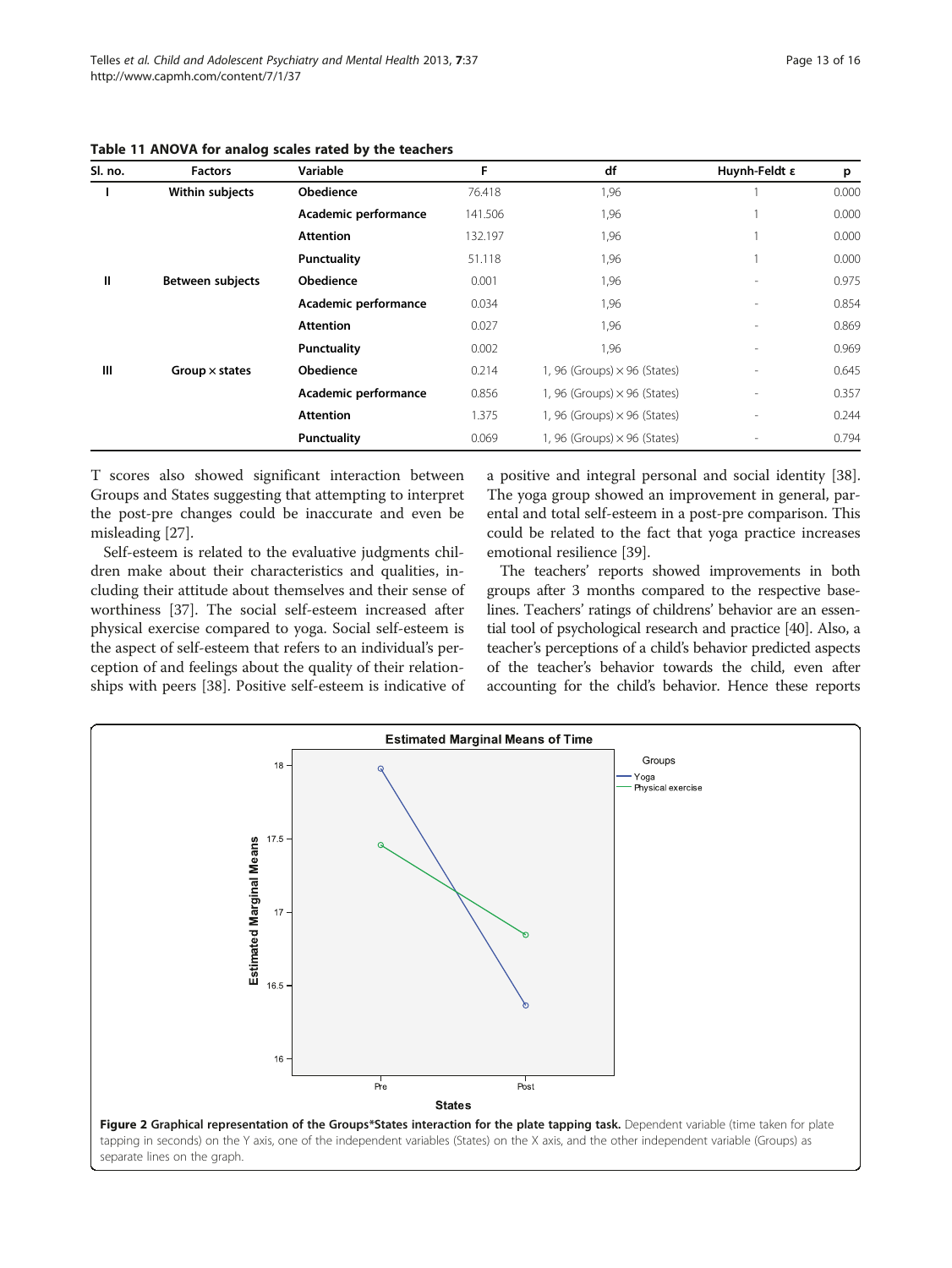**Table 11 ANOVA for analog scales rated by the teachers**

| Sl. no. | Factors | Variable | F | df | Huynh-Feldt ε | p |
|---|---|---|---|---|---|---|
| I | Within subjects | Obedience | 76.418 | 1,96 | 1 | 0.000 |
| | | Academic performance | 141.506 | 1,96 | 1 | 0.000 |
| | | Attention | 132.197 | 1,96 | 1 | 0.000 |
| | | Punctuality | 51.118 | 1,96 | 1 | 0.000 |
| II | Between subjects | Obedience | 0.001 | 1,96 | - | 0.975 |
| | | Academic performance | 0.034 | 1,96 | - | 0.854 |
| | | Attention | 0.027 | 1,96 | - | 0.869 |
| | | Punctuality | 0.002 | 1,96 | - | 0.969 |
| III | Group × states | Obedience | 0.214 | 1, 96 (Groups) × 96 (States) | - | 0.645 |
| | | Academic performance | 0.856 | 1, 96 (Groups) × 96 (States) | - | 0.357 |
| | | Attention | 1.375 | 1, 96 (Groups) × 96 (States) | - | 0.244 |
| | | Punctuality | 0.069 | 1, 96 (Groups) × 96 (States) | - | 0.794 |

T scores also showed significant interaction between Groups and States suggesting that attempting to interpret the post-pre changes could be inaccurate and even be misleading [27].

Self-esteem is related to the evaluative judgments children make about their characteristics and qualities, including their attitude about themselves and their sense of worthiness [37]. The social self-esteem increased after physical exercise compared to yoga. Social self-esteem is the aspect of self-esteem that refers to an individual's perception of and feelings about the quality of their relationships with peers [38]. Positive self-esteem is indicative of a positive and integral personal and social identity [38]. The yoga group showed an improvement in general, parental and total self-esteem in a post-pre comparison. This could be related to the fact that yoga practice increases emotional resilience [39].

The teachers' reports showed improvements in both groups after 3 months compared to the respective baselines. Teachers' ratings of childrens' behavior are an essential tool of psychological research and practice [40]. Also, a teacher's perceptions of a child's behavior predicted aspects of the teacher's behavior towards the child, even after accounting for the child's behavior. Hence these reports

**Figure 2 Graphical representation of the Groups*States interaction for the plate tapping task.** Dependent variable (time taken for plate tapping in seconds) on the Y axis, one of the independent variables (States) on the X axis, and the other independent variable (Groups) as separate lines on the graph.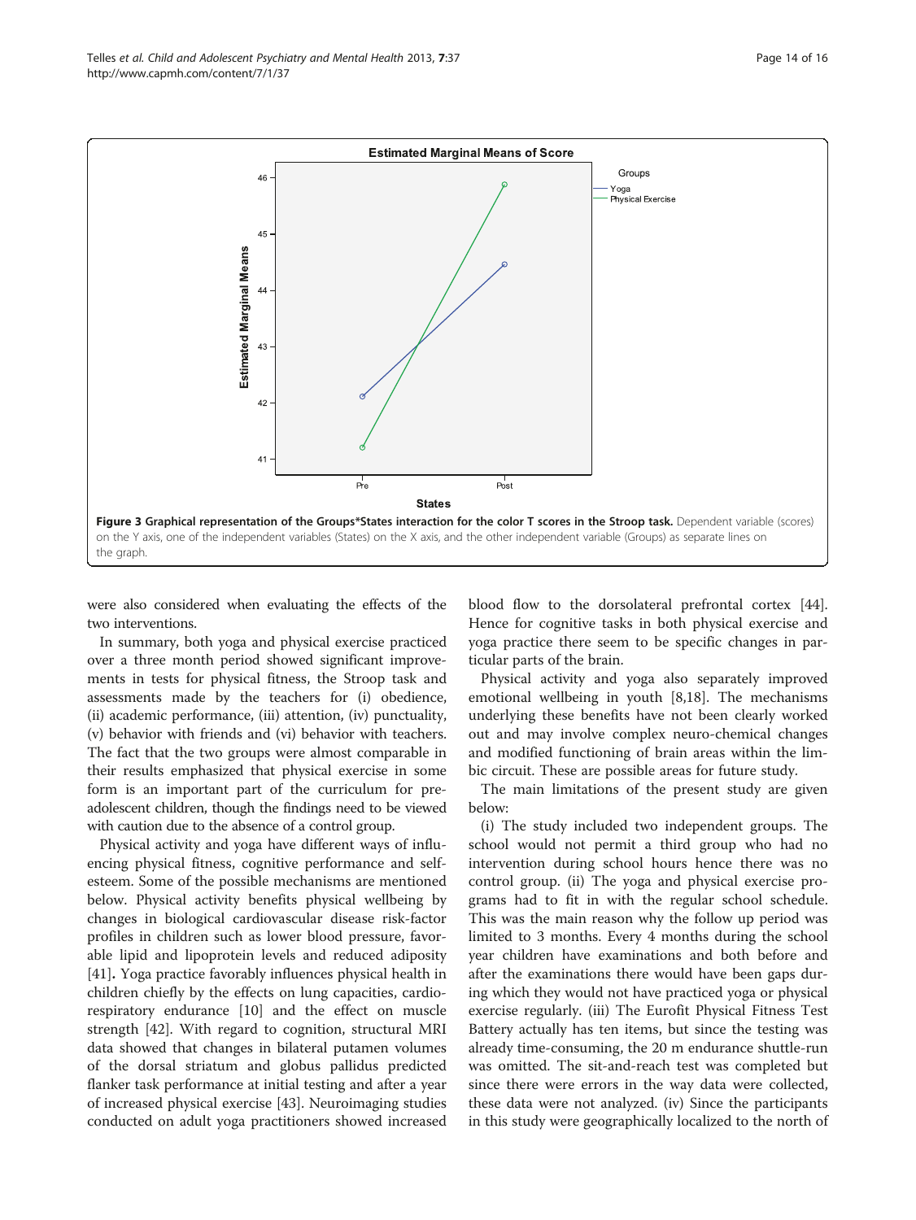Figure 3 Graphical representation of the Groups*States interaction for the color T scores in the Stroop task. Dependent variable (scores) on the Y axis, one of the independent variables (States) on the X axis, and the other independent variable (Groups) as separate lines on the graph.

were also considered when evaluating the effects of the two interventions.

In summary, both yoga and physical exercise practiced over a three month period showed significant improvements in tests for physical fitness, the Stroop task and assessments made by the teachers for (i) obedience, (ii) academic performance, (iii) attention, (iv) punctuality, (v) behavior with friends and (vi) behavior with teachers. The fact that the two groups were almost comparable in their results emphasized that physical exercise in some form is an important part of the curriculum for pre-adolescent children, though the findings need to be viewed with caution due to the absence of a control group.

Physical activity and yoga have different ways of influencing physical fitness, cognitive performance and self-esteem. Some of the possible mechanisms are mentioned below. Physical activity benefits physical wellbeing by changes in biological cardiovascular disease risk-factor profiles in children such as lower blood pressure, favorable lipid and lipoprotein levels and reduced adiposity [41]. Yoga practice favorably influences physical health in children chiefly by the effects on lung capacities, cardio-respiratory endurance [10] and the effect on muscle strength [42]. With regard to cognition, structural MRI data showed that changes in bilateral putamen volumes of the dorsal striatum and globus pallidus predicted flanker task performance at initial testing and after a year of increased physical exercise [43]. Neuroimaging studies conducted on adult yoga practitioners showed increased blood flow to the dorsolateral prefrontal cortex [44]. Hence for cognitive tasks in both physical exercise and yoga practice there seem to be specific changes in particular parts of the brain.

Physical activity and yoga also separately improved emotional wellbeing in youth [8,18]. The mechanisms underlying these benefits have not been clearly worked out and may involve complex neuro-chemical changes and modified functioning of brain areas within the limbic circuit. These are possible areas for future study.

The main limitations of the present study are given below:

(i) The study included two independent groups. The school would not permit a third group who had no intervention during school hours hence there was no control group. (ii) The yoga and physical exercise programs had to fit in with the regular school schedule. This was the main reason why the follow up period was limited to 3 months. Every 4 months during the school year children have examinations and both before and after the examinations there would have been gaps during which they would not have practiced yoga or physical exercise regularly. (iii) The Eurofit Physical Fitness Test Battery actually has ten items, but since the testing was already time-consuming, the 20 m endurance shuttle-run was omitted. The sit-and-reach test was completed but since there were errors in the way data were collected, these data were not analyzed. (iv) Since the participants in this study were geographically localized to the north of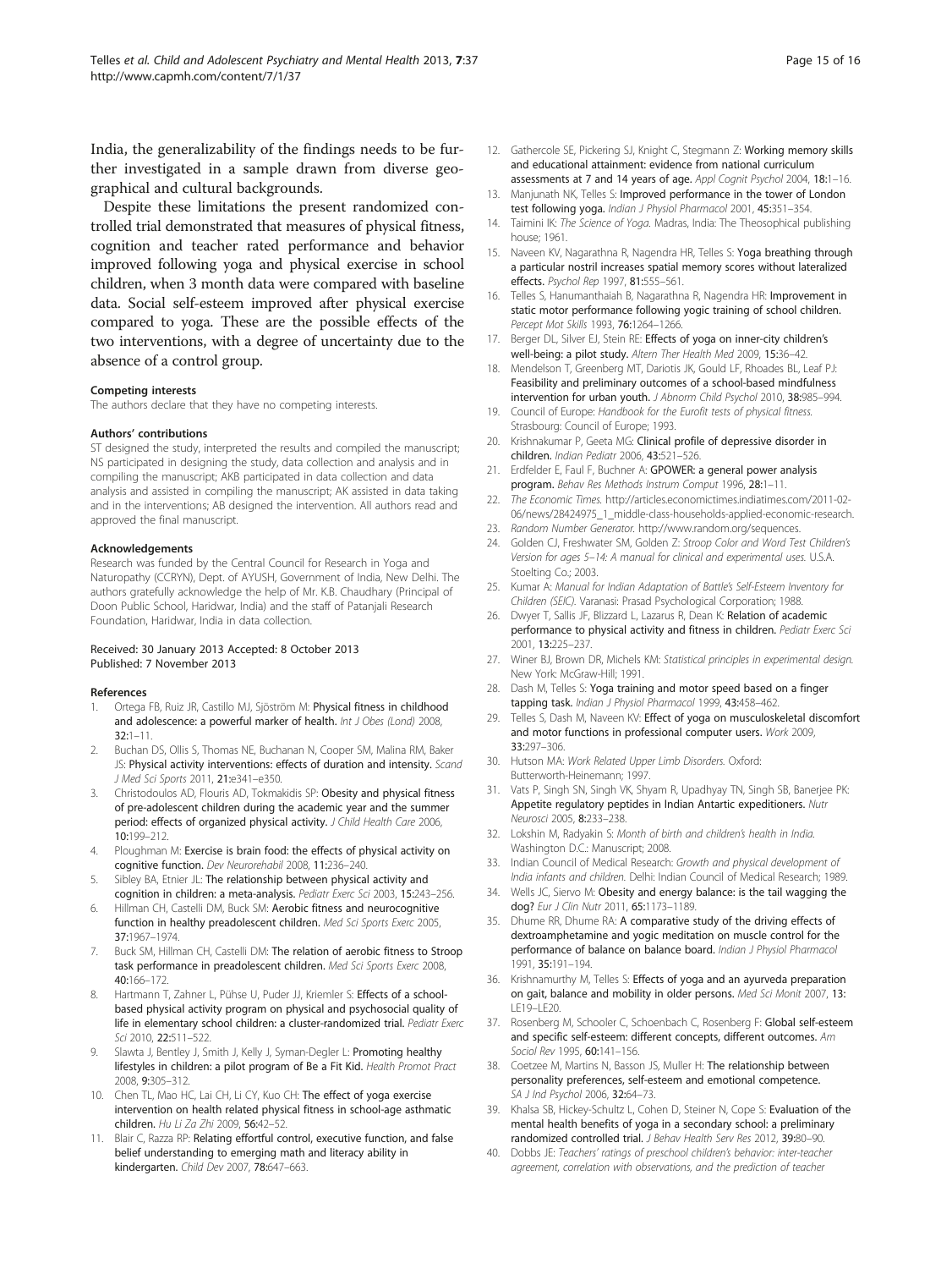India, the generalizability of the findings needs to be further investigated in a sample drawn from diverse geographical and cultural backgrounds.

Despite these limitations the present randomized controlled trial demonstrated that measures of physical fitness, cognition and teacher rated performance and behavior improved following yoga and physical exercise in school children, when 3 month data were compared with baseline data. Social self-esteem improved after physical exercise compared to yoga. These are the possible effects of the two interventions, with a degree of uncertainty due to the absence of a control group.

#### Competing interests

The authors declare that they have no competing interests.

#### Authors' contributions

ST designed the study, interpreted the results and compiled the manuscript; NS participated in designing the study, data collection and analysis and in compiling the manuscript; AKB participated in data collection and data analysis and assisted in compiling the manuscript; AK assisted in data taking and in the interventions; AB designed the intervention. All authors read and approved the final manuscript.

#### Acknowledgements

Research was funded by the Central Council for Research in Yoga and Naturopathy (CCRYN), Dept. of AYUSH, Government of India, New Delhi. The authors gratefully acknowledge the help of Mr. K.B. Chaudhary (Principal of Doon Public School, Haridwar, India) and the staff of Patanjali Research Foundation, Haridwar, India in data collection.

Received: 30 January 2013 Accepted: 8 October 2013
Published: 7 November 2013

#### References

1. Ortega FB, Ruiz JR, Castillo MJ, Sjöström M: **Physical fitness in childhood and adolescence: a powerful marker of health.** *Int J Obes (Lond)* 2008, **32:**1–11.
2. Buchan DS, Ollis S, Thomas NE, Buchanan N, Cooper SM, Malina RM, Baker JS: **Physical activity interventions: effects of duration and intensity.** *Scand J Med Sci Sports* 2011, **21:**e341–e350.
3. Christodoulos AD, Flouris AD, Tokmakidis SP: **Obesity and physical fitness of pre-adolescent children during the academic year and the summer period: effects of organized physical activity.** *J Child Health Care* 2006, **10:**199–212.
4. Ploughman M: **Exercise is brain food: the effects of physical activity on cognitive function.** *Dev Neurorehabil* 2008, **11:**236–240.
5. Sibley BA, Etnier JL: **The relationship between physical activity and cognition in children: a meta-analysis.** *Pediatr Exerc Sci* 2003, **15:**243–256.
6. Hillman CH, Castelli DM, Buck SM: **Aerobic fitness and neurocognitive function in healthy preadolescent children.** *Med Sci Sports Exerc* 2005, **37:**1967–1974.
7. Buck SM, Hillman CH, Castelli DM: **The relation of aerobic fitness to Stroop task performance in preadolescent children.** *Med Sci Sports Exerc* 2008, **40:**166–172.
8. Hartmann T, Zahner L, Pühse U, Puder JJ, Kriemler S: **Effects of a school-based physical activity program on physical and psychosocial quality of life in elementary school children: a cluster-randomized trial.** *Pediatr Exerc Sci* 2010, **22:**511–522.
9. Slawta J, Bentley J, Smith J, Kelly J, Syman-Degler L: **Promoting healthy lifestyles in children: a pilot program of Be a Fit Kid.** *Health Promot Pract* 2008, **9:**305–312.
10. Chen TL, Mao HC, Lai CH, Li CY, Kuo CH: **The effect of yoga exercise intervention on health related physical fitness in school-age asthmatic children.** *Hu Li Za Zhi* 2009, **56:**42–52.
11. Blair C, Razza RP: **Relating effortful control, executive function, and false belief understanding to emerging math and literacy ability in kindergarten.** *Child Dev* 2007, **78:**647–663.
12. Gathercole SE, Pickering SJ, Knight C, Stegmann Z: **Working memory skills and educational attainment: evidence from national curriculum assessments at 7 and 14 years of age.** *Appl Cognit Psychol* 2004, **18:**1–16.
13. Manjunath NK, Telles S: **Improved performance in the tower of London test following yoga.** *Indian J Physiol Pharmacol* 2001, **45:**351–354.
14. Taimini IK: *The Science of Yoga.* Madras, India: The Theosophical publishing house; 1961.
15. Naveen KV, Nagarathna R, Nagendra HR, Telles S: **Yoga breathing through a particular nostril increases spatial memory scores without lateralized effects.** *Psychol Rep* 1997, **81:**555–561.
16. Telles S, Hanumanthaiah B, Nagarathna R, Nagendra HR: **Improvement in static motor performance following yogic training of school children.** *Percept Mot Skills* 1993, **76:**1264–1266.
17. Berger DL, Silver EJ, Stein RE: **Effects of yoga on inner-city children's well-being: a pilot study.** *Altern Ther Health Med* 2009, **15:**36–42.
18. Mendelson T, Greenberg MT, Dariotis JK, Gould LF, Rhoades BL, Leaf PJ: **Feasibility and preliminary outcomes of a school-based mindfulness intervention for urban youth.** *J Abnorm Child Psychol* 2010, **38:**985–994.
19. Council of Europe: *Handbook for the Eurofit tests of physical fitness.* Strasbourg: Council of Europe; 1993.
20. Krishnakumar P, Geeta MG: **Clinical profile of depressive disorder in children.** *Indian Pediatr* 2006, **43:**521–526.
21. Erdfelder E, Faul F, Buchner A: **GPOWER: a general power analysis program.** *Behav Res Methods Instrum Comput* 1996, **28:**1–11.
22. *The Economic Times.* http://articles.economictimes.indiatimes.com/2011-02-06/news/28424975_1_middle-class-households-applied-economic-research.
23. *Random Number Generator.* http://www.random.org/sequences.
24. Golden CJ, Freshwater SM, Golden Z: *Stroop Color and Word Test Children's Version for ages 5–14: A manual for clinical and experimental uses.* U.S.A. Stoelting Co.; 2003.
25. Kumar A: *Manual for Indian Adaptation of Battle's Self-Esteem Inventory for Children (SEIC).* Varanasi: Prasad Psychological Corporation; 1988.
26. Dwyer T, Sallis JF, Blizzard L, Lazarus R, Dean K: **Relation of academic performance to physical activity and fitness in children.** *Pediatr Exerc Sci* 2001, **13:**225–237.
27. Winer BJ, Brown DR, Michels KM: *Statistical principles in experimental design.* New York: McGraw-Hill; 1991.
28. Dash M, Telles S: **Yoga training and motor speed based on a finger tapping task.** *Indian J Physiol Pharmacol* 1999, **43:**458–462.
29. Telles S, Dash M, Naveen KV: **Effect of yoga on musculoskeletal discomfort and motor functions in professional computer users.** *Work* 2009, **33:**297–306.
30. Hutson MA: *Work Related Upper Limb Disorders.* Oxford: Butterworth-Heinemann; 1997.
31. Vats P, Singh SN, Singh VK, Shyam R, Upadhyay TN, Singh SB, Banerjee PK: **Appetite regulatory peptides in Indian Antartic expeditioners.** *Nutr Neurosci* 2005, **8:**233–238.
32. Lokshin M, Radyakin S: *Month of birth and children's health in India.* Washington D.C.: Manuscript; 2008.
33. Indian Council of Medical Research: *Growth and physical development of India infants and children.* Delhi: Indian Council of Medical Research; 1989.
34. Wells JC, Siervo M: **Obesity and energy balance: is the tail wagging the dog?** *Eur J Clin Nutr* 2011, **65:**1173–1189.
35. Dhume RR, Dhume RA: **A comparative study of the driving effects of dextroamphetamine and yogic meditation on muscle control for the performance of balance on balance board.** *Indian J Physiol Pharmacol* 1991, **35:**191–194.
36. Krishnamurthy M, Telles S: **Effects of yoga and an ayurveda preparation on gait, balance and mobility in older persons.** *Med Sci Monit* 2007, **13:** LE19–LE20.
37. Rosenberg M, Schooler C, Schoenbach C, Rosenberg F: **Global self-esteem and specific self-esteem: different concepts, different outcomes.** *Am Sociol Rev* 1995, **60:**141–156.
38. Coetzee M, Martins N, Basson JS, Muller H: **The relationship between personality preferences, self-esteem and emotional competence.** *SA J Ind Psychol* 2006, **32:**64–73.
39. Khalsa SB, Hickey-Schultz L, Cohen D, Steiner N, Cope S: **Evaluation of the mental health benefits of yoga in a secondary school: a preliminary randomized controlled trial.** *J Behav Health Serv Res* 2012, **39:**80–90.
40. Dobbs JE: *Teachers' ratings of preschool children's behavior: inter-teacher agreement, correlation with observations, and the prediction of teacher*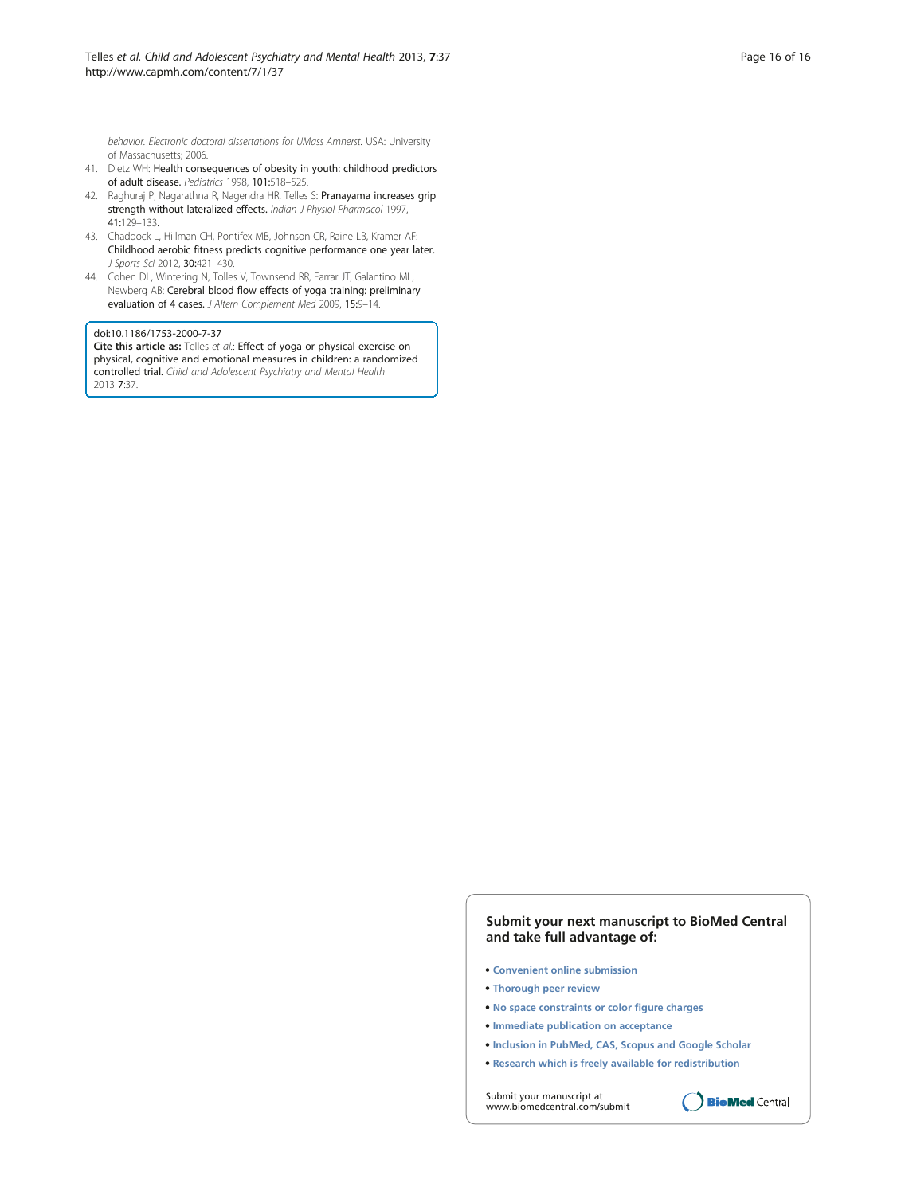behavior. *Electronic doctoral dissertations for UMass Amherst.* USA: University of Massachusetts; 2006.

41. Dietz WH: **Health consequences of obesity in youth: childhood predictors of adult disease.** *Pediatrics* 1998, **101:**518–525.
42. Raghuraj P, Nagarathna R, Nagendra HR, Telles S: **Pranayama increases grip strength without lateralized effects.** *Indian J Physiol Pharmacol* 1997, **41:**129–133.
43. Chaddock L, Hillman CH, Pontifex MB, Johnson CR, Raine LB, Kramer AF: **Childhood aerobic fitness predicts cognitive performance one year later.** *J Sports Sci* 2012, **30:**421–430.
44. Cohen DL, Wintering N, Tolles V, Townsend RR, Farrar JT, Galantino ML, Newberg AB: **Cerebral blood flow effects of yoga training: preliminary evaluation of 4 cases.** *J Altern Complement Med* 2009, **15:**9–14.

doi:10.1186/1753-2000-7-37
**Cite this article as:** Telles *et al.*: Effect of yoga or physical exercise on physical, cognitive and emotional measures in children: a randomized controlled trial. *Child and Adolescent Psychiatry and Mental Health* 2013 **7**:37.

**Submit your next manuscript to BioMed Central and take full advantage of:**

- **Convenient online submission**
- **Thorough peer review**
- **No space constraints or color figure charges**
- **Immediate publication on acceptance**
- **Inclusion in PubMed, CAS, Scopus and Google Scholar**
- **Research which is freely available for redistribution**

Submit your manuscript at
www.biomedcentral.com/submit

BioMed Central